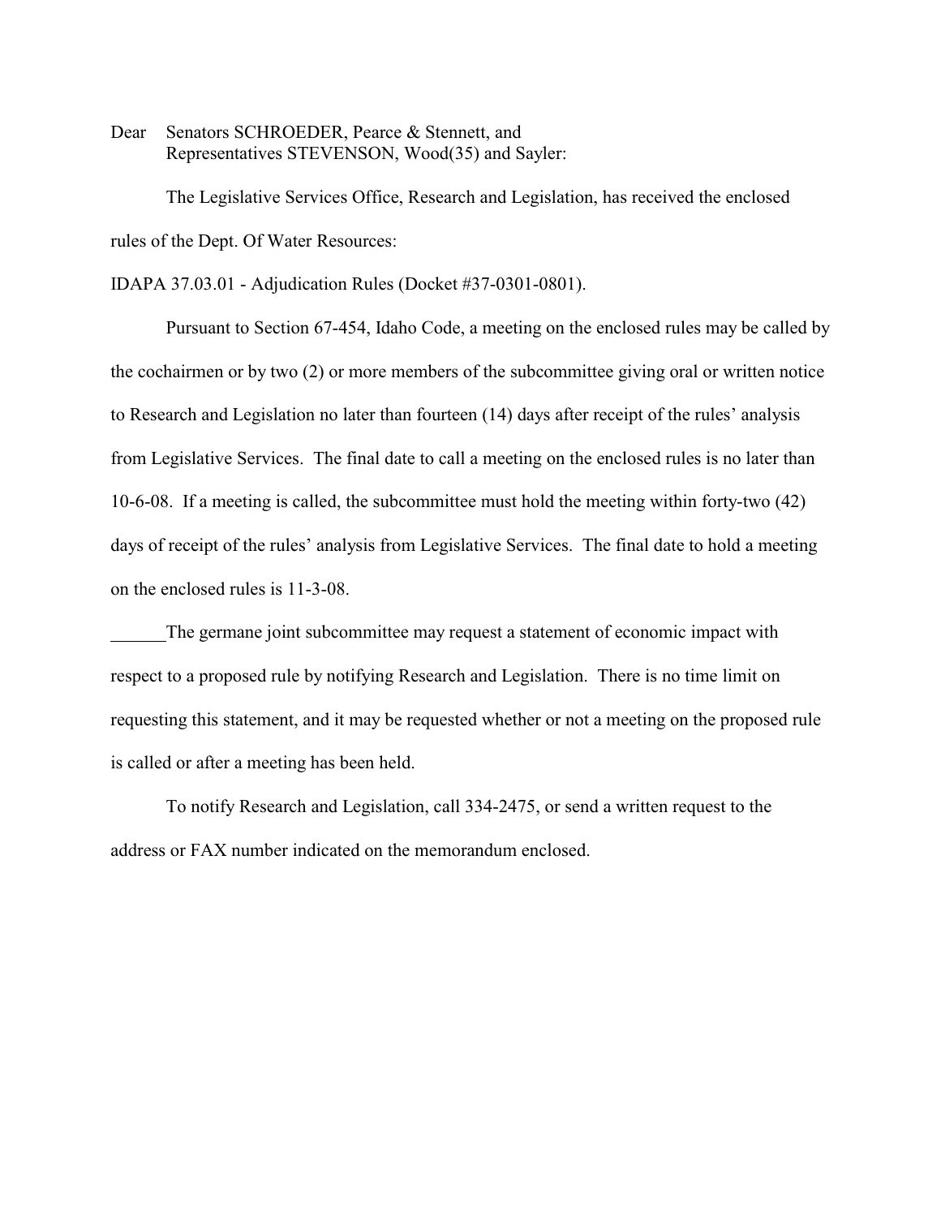Dear Senators SCHROEDER, Pearce & Stennett, and
Representatives STEVENSON, Wood(35) and Sayler:

The Legislative Services Office, Research and Legislation, has received the enclosed rules of the Dept. Of Water Resources:

IDAPA 37.03.01 - Adjudication Rules (Docket #37-0301-0801).

Pursuant to Section 67-454, Idaho Code, a meeting on the enclosed rules may be called by the cochairmen or by two (2) or more members of the subcommittee giving oral or written notice to Research and Legislation no later than fourteen (14) days after receipt of the rules' analysis from Legislative Services. The final date to call a meeting on the enclosed rules is no later than 10-6-08. If a meeting is called, the subcommittee must hold the meeting within forty-two (42) days of receipt of the rules' analysis from Legislative Services. The final date to hold a meeting on the enclosed rules is 11-3-08.

______The germane joint subcommittee may request a statement of economic impact with respect to a proposed rule by notifying Research and Legislation. There is no time limit on requesting this statement, and it may be requested whether or not a meeting on the proposed rule is called or after a meeting has been held.

To notify Research and Legislation, call 334-2475, or send a written request to the address or FAX number indicated on the memorandum enclosed.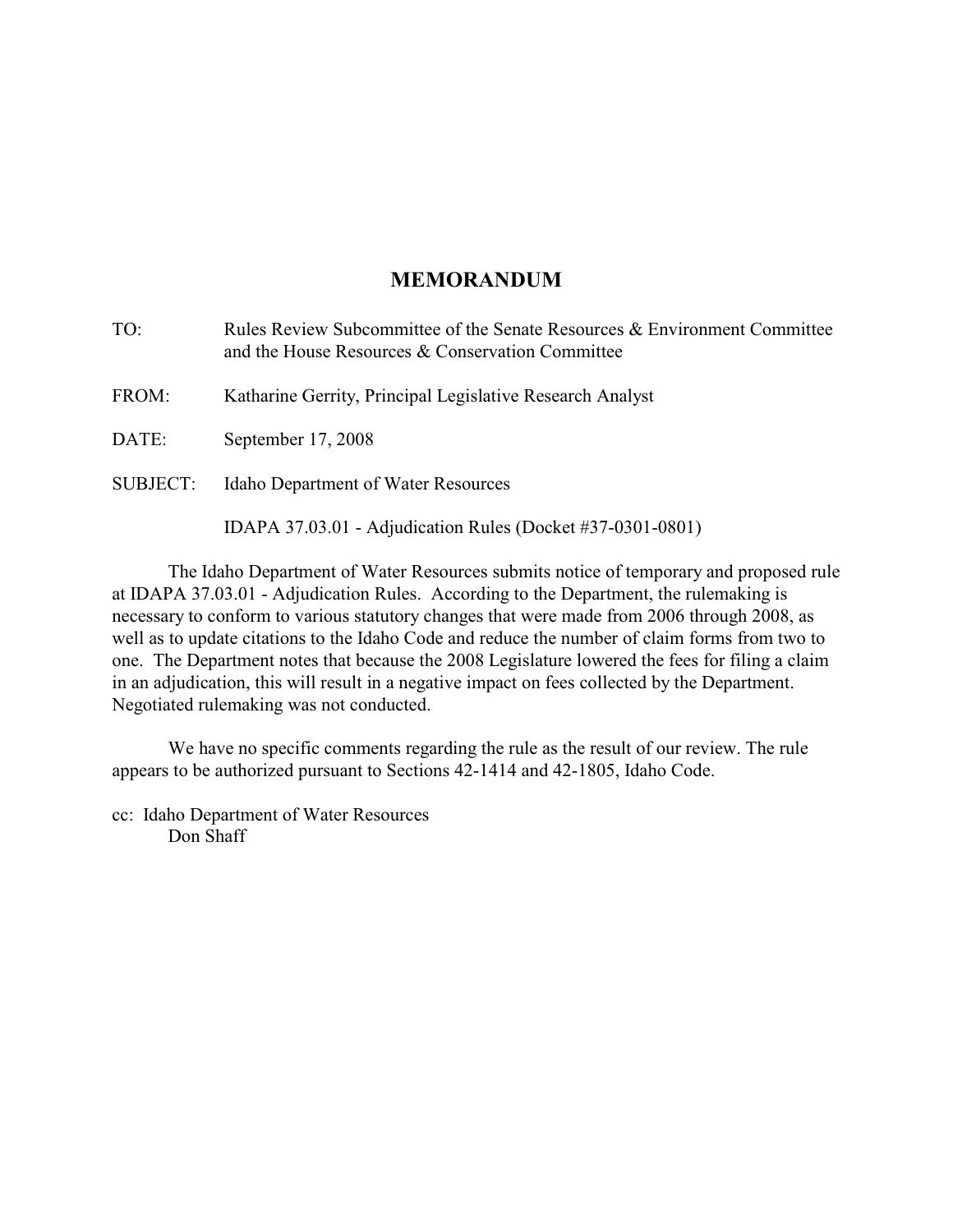# MEMORANDUM

TO: Rules Review Subcommittee of the Senate Resources & Environment Committee and the House Resources & Conservation Committee

FROM: Katharine Gerrity, Principal Legislative Research Analyst

DATE: September 17, 2008

SUBJECT: Idaho Department of Water Resources

IDAPA 37.03.01 - Adjudication Rules (Docket #37-0301-0801)

The Idaho Department of Water Resources submits notice of temporary and proposed rule at IDAPA 37.03.01 - Adjudication Rules. According to the Department, the rulemaking is necessary to conform to various statutory changes that were made from 2006 through 2008, as well as to update citations to the Idaho Code and reduce the number of claim forms from two to one. The Department notes that because the 2008 Legislature lowered the fees for filing a claim in an adjudication, this will result in a negative impact on fees collected by the Department. Negotiated rulemaking was not conducted.

We have no specific comments regarding the rule as the result of our review. The rule appears to be authorized pursuant to Sections 42-1414 and 42-1805, Idaho Code.

cc: Idaho Department of Water Resources
Don Shaff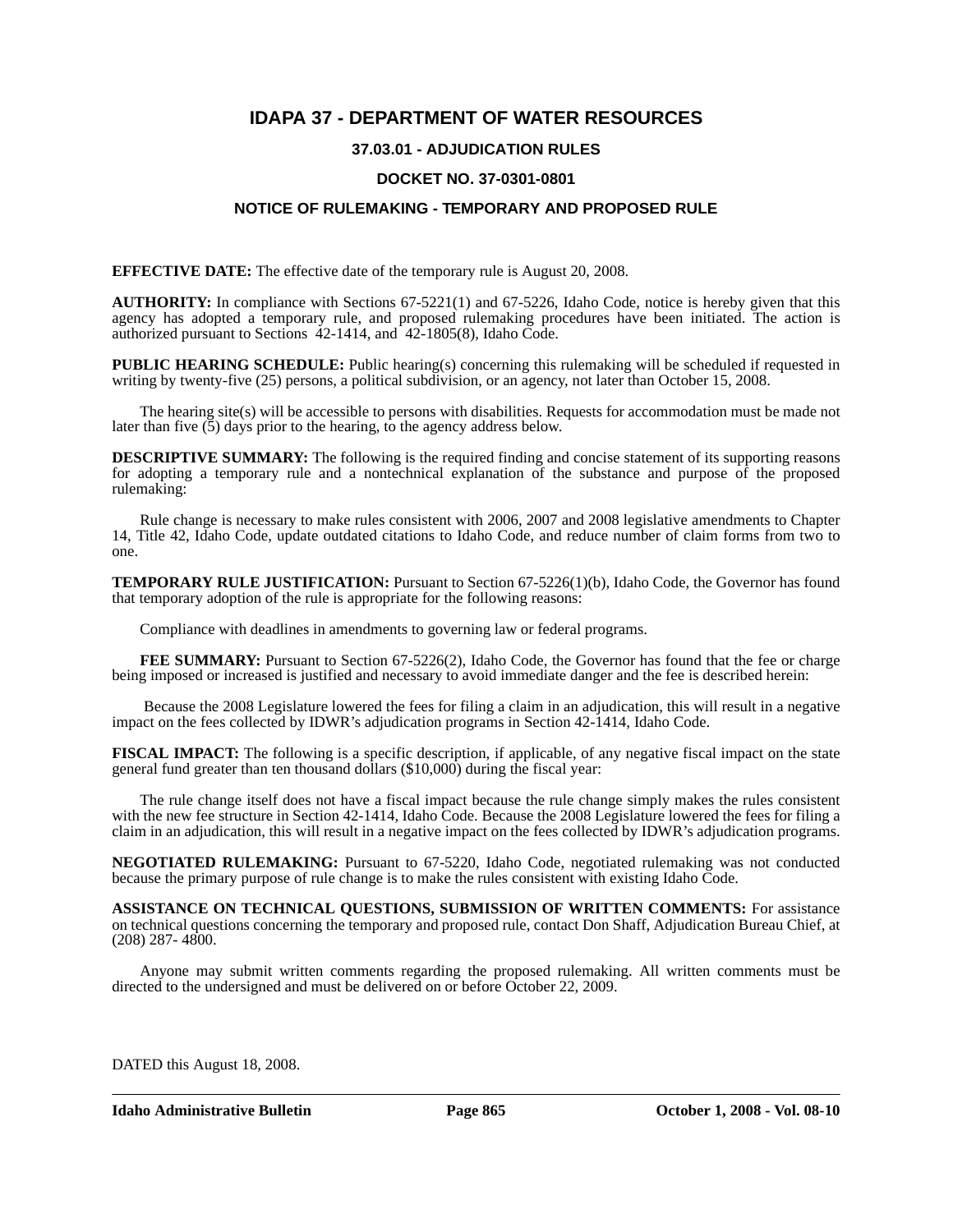# IDAPA 37 - DEPARTMENT OF WATER RESOURCES

## 37.03.01 - ADJUDICATION RULES

## DOCKET NO. 37-0301-0801

## NOTICE OF RULEMAKING - TEMPORARY AND PROPOSED RULE

**EFFECTIVE DATE:** The effective date of the temporary rule is August 20, 2008.

**AUTHORITY:** In compliance with Sections 67-5221(1) and 67-5226, Idaho Code, notice is hereby given that this agency has adopted a temporary rule, and proposed rulemaking procedures have been initiated. The action is authorized pursuant to Sections 42-1414, and 42-1805(8), Idaho Code.

**PUBLIC HEARING SCHEDULE:** Public hearing(s) concerning this rulemaking will be scheduled if requested in writing by twenty-five (25) persons, a political subdivision, or an agency, not later than October 15, 2008.

The hearing site(s) will be accessible to persons with disabilities. Requests for accommodation must be made not later than five (5) days prior to the hearing, to the agency address below.

**DESCRIPTIVE SUMMARY:** The following is the required finding and concise statement of its supporting reasons for adopting a temporary rule and a nontechnical explanation of the substance and purpose of the proposed rulemaking:

Rule change is necessary to make rules consistent with 2006, 2007 and 2008 legislative amendments to Chapter 14, Title 42, Idaho Code, update outdated citations to Idaho Code, and reduce number of claim forms from two to one.

**TEMPORARY RULE JUSTIFICATION:** Pursuant to Section 67-5226(1)(b), Idaho Code, the Governor has found that temporary adoption of the rule is appropriate for the following reasons:

Compliance with deadlines in amendments to governing law or federal programs.

**FEE SUMMARY:** Pursuant to Section 67-5226(2), Idaho Code, the Governor has found that the fee or charge being imposed or increased is justified and necessary to avoid immediate danger and the fee is described herein:

Because the 2008 Legislature lowered the fees for filing a claim in an adjudication, this will result in a negative impact on the fees collected by IDWR's adjudication programs in Section 42-1414, Idaho Code.

**FISCAL IMPACT:** The following is a specific description, if applicable, of any negative fiscal impact on the state general fund greater than ten thousand dollars ($10,000) during the fiscal year:

The rule change itself does not have a fiscal impact because the rule change simply makes the rules consistent with the new fee structure in Section 42-1414, Idaho Code. Because the 2008 Legislature lowered the fees for filing a claim in an adjudication, this will result in a negative impact on the fees collected by IDWR's adjudication programs.

**NEGOTIATED RULEMAKING:** Pursuant to 67-5220, Idaho Code, negotiated rulemaking was not conducted because the primary purpose of rule change is to make the rules consistent with existing Idaho Code.

**ASSISTANCE ON TECHNICAL QUESTIONS, SUBMISSION OF WRITTEN COMMENTS:** For assistance on technical questions concerning the temporary and proposed rule, contact Don Shaff, Adjudication Bureau Chief, at (208) 287- 4800.

Anyone may submit written comments regarding the proposed rulemaking. All written comments must be directed to the undersigned and must be delivered on or before October 22, 2009.

DATED this August 18, 2008.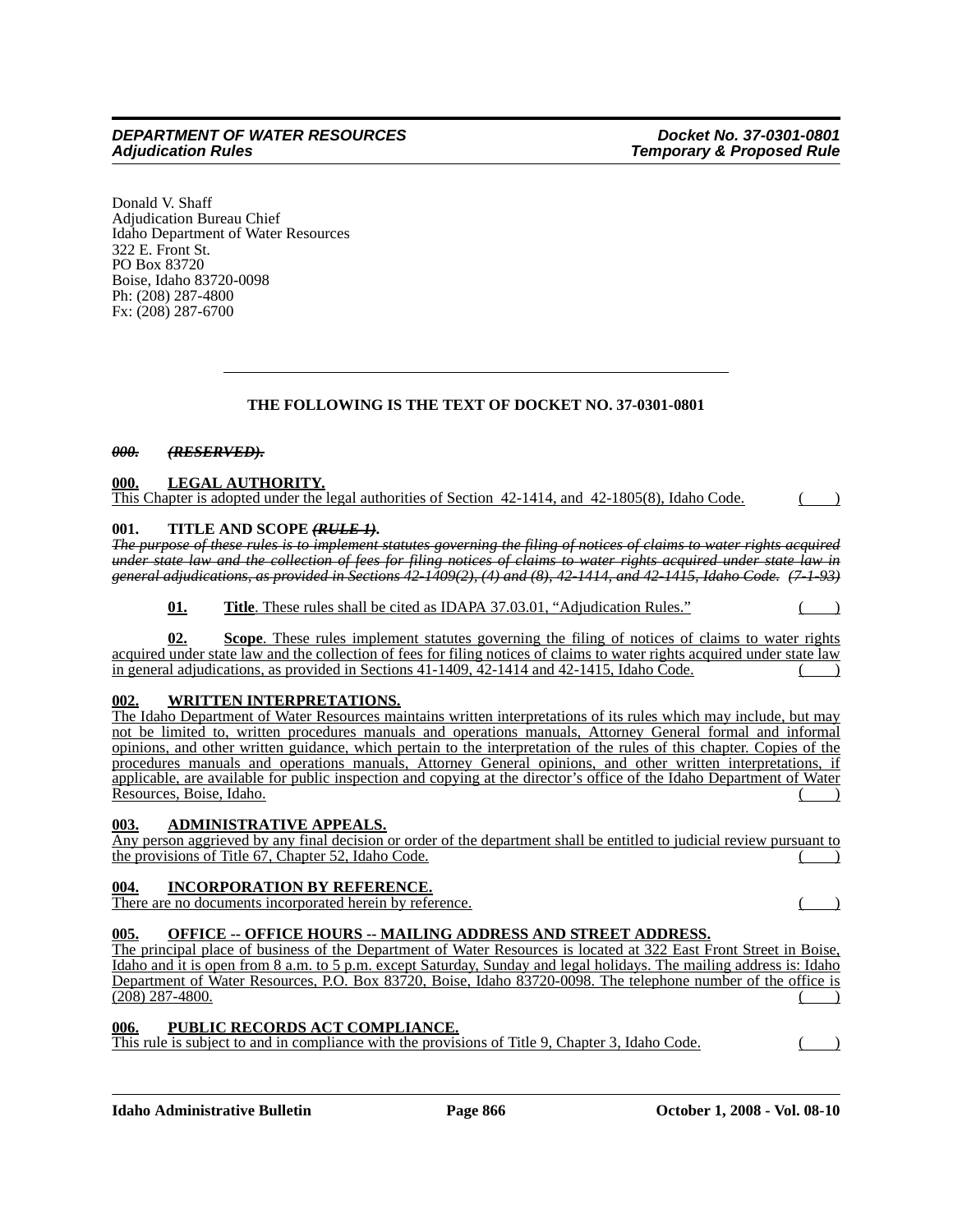Donald V. Shaff
Adjudication Bureau Chief
Idaho Department of Water Resources
322 E. Front St.
PO Box 83720
Boise, Idaho 83720-0098
Ph: (208) 287-4800
Fx: (208) 287-6700

---

**THE FOLLOWING IS THE TEXT OF DOCKET NO. 37-0301-0801**

***~~000. (RESERVED).~~***

**<u>000. LEGAL AUTHORITY.</u>**
<u>This Chapter is adopted under the legal authorities of Section 42-1414, and 42-1805(8), Idaho Code.</u> ( )

**001. TITLE AND SCOPE *~~(RULE 1)~~*.**
***~~The purpose of these rules is to implement statutes governing the filing of notices of claims to water rights acquired under state law and the collection of fees for filing notices of claims to water rights acquired under state law in general adjudications, as provided in Sections 42-1409(2), (4) and (8), 42-1414, and 42-1415, Idaho Code. (7-1-93)~~***

**<u>01.</u>** **<u>Title</u>**<u>. These rules shall be cited as IDAPA 37.03.01, "Adjudication Rules."</u> ( )

**<u>02.</u>** **<u>Scope</u>**<u>. These rules implement statutes governing the filing of notices of claims to water rights acquired under state law and the collection of fees for filing notices of claims to water rights acquired under state law in general adjudications, as provided in Sections 41-1409, 42-1414 and 42-1415, Idaho Code.</u> ( )

**<u>002. WRITTEN INTERPRETATIONS.</u>**
<u>The Idaho Department of Water Resources maintains written interpretations of its rules which may include, but may not be limited to, written procedures manuals and operations manuals, Attorney General formal and informal opinions, and other written guidance, which pertain to the interpretation of the rules of this chapter. Copies of the procedures manuals and operations manuals, Attorney General opinions, and other written interpretations, if applicable, are available for public inspection and copying at the director's office of the Idaho Department of Water Resources, Boise, Idaho.</u> ( )

**<u>003. ADMINISTRATIVE APPEALS.</u>**
<u>Any person aggrieved by any final decision or order of the department shall be entitled to judicial review pursuant to the provisions of Title 67, Chapter 52, Idaho Code.</u> ( )

**<u>004. INCORPORATION BY REFERENCE.</u>**
<u>There are no documents incorporated herein by reference.</u> ( )

**<u>005. OFFICE -- OFFICE HOURS -- MAILING ADDRESS AND STREET ADDRESS.</u>**
<u>The principal place of business of the Department of Water Resources is located at 322 East Front Street in Boise, Idaho and it is open from 8 a.m. to 5 p.m. except Saturday, Sunday and legal holidays. The mailing address is: Idaho Department of Water Resources, P.O. Box 83720, Boise, Idaho 83720-0098. The telephone number of the office is (208) 287-4800.</u> ( )

**<u>006. PUBLIC RECORDS ACT COMPLIANCE.</u>**
<u>This rule is subject to and in compliance with the provisions of Title 9, Chapter 3, Idaho Code.</u> ( )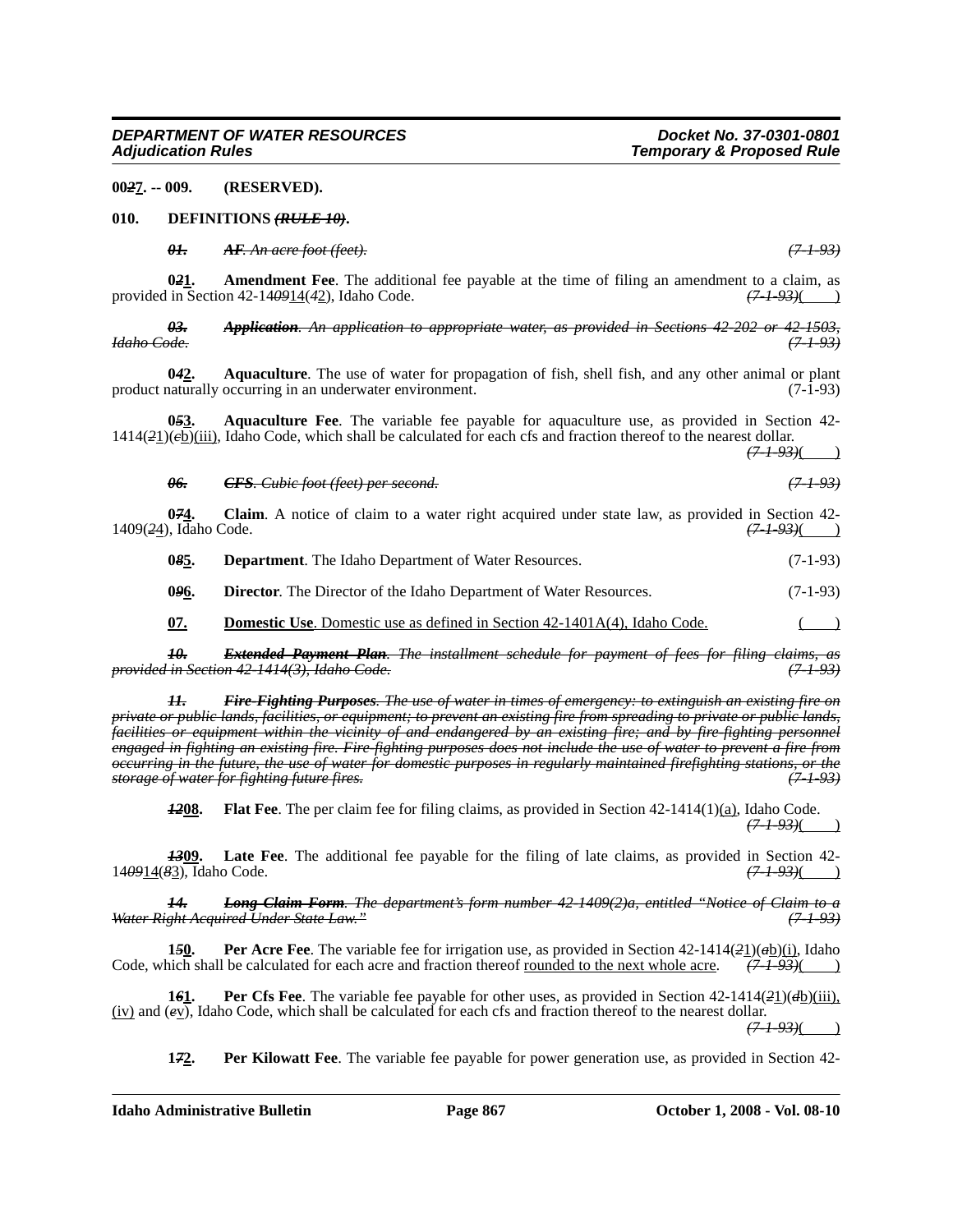**00*2*7. -- 009. (RESERVED).**

**010. DEFINITIONS ~~*(RULE 10)*~~.**

~~***01.*** ***AF****. An acre foot (feet).* *(7-1-93)*~~

**0*2*1. Amendment Fee**. The additional fee payable at the time of filing an amendment to a claim, as provided in Section 42-14*09*14(*4*2), Idaho Code. ~~*(7-1-93)*~~(    )

~~***03.*** ***Application****. An application to appropriate water, as provided in Sections 42-202 or 42-1503, Idaho Code.* *(7-1-93)*~~

**0*4*2. Aquaculture**. The use of water for propagation of fish, shell fish, and any other animal or plant product naturally occurring in an underwater environment. (7-1-93)

**0*5*3. Aquaculture Fee**. The variable fee payable for aquaculture use, as provided in Section 42-1414(*2*1)(*c*b)(iii), Idaho Code, which shall be calculated for each cfs and fraction thereof to the nearest dollar. ~~*(7-1-93)*~~(    )

~~***06.*** ***CFS****. Cubic foot (feet) per second.* *(7-1-93)*~~

**0*7*4. Claim**. A notice of claim to a water right acquired under state law, as provided in Section 42-1409(*2*4), Idaho Code. ~~*(7-1-93)*~~(    )

**0*8*5. Department**. The Idaho Department of Water Resources. (7-1-93)

**0*9*6. Director**. The Director of the Idaho Department of Water Resources. (7-1-93)

**07. Domestic Use**. Domestic use as defined in Section 42-1401A(4), Idaho Code. (    )

~~***10.*** ***Extended Payment Plan****. The installment schedule for payment of fees for filing claims, as provided in Section 42-1414(3), Idaho Code.* *(7-1-93)*~~

~~***11.*** ***Fire-Fighting Purposes****. The use of water in times of emergency: to extinguish an existing fire on private or public lands, facilities, or equipment; to prevent an existing fire from spreading to private or public lands, facilities or equipment within the vicinity of and endangered by an existing fire; and by fire-fighting personnel engaged in fighting an existing fire. Fire-fighting purposes does not include the use of water to prevent a fire from occurring in the future, the use of water for domestic purposes in regularly maintained firefighting stations, or the storage of water for fighting future fires.* *(7-1-93)*~~

***12*08. Flat Fee**. The per claim fee for filing claims, as provided in Section 42-1414(1)(a), Idaho Code. ~~*(7-1-93)*~~(    )

***13*09. Late Fee**. The additional fee payable for the filing of late claims, as provided in Section 42-14*09*14(*8*3), Idaho Code. ~~*(7-1-93)*~~(    )

~~***14.*** ***Long Claim Form****. The department's form number 42-1409(2)a, entitled "Notice of Claim to a Water Right Acquired Under State Law."* *(7-1-93)*~~

**1*5*0. Per Acre Fee**. The variable fee for irrigation use, as provided in Section 42-1414(*2*1)(*a*b)(i), Idaho Code, which shall be calculated for each acre and fraction thereof rounded to the next whole acre. ~~*(7-1-93)*~~(    )

**1*6*1. Per Cfs Fee**. The variable fee payable for other uses, as provided in Section 42-1414(*2*1)(*d*b)(iii), (iv) and (*e*v), Idaho Code, which shall be calculated for each cfs and fraction thereof to the nearest dollar. ~~*(7-1-93)*~~(    )

**1*7*2. Per Kilowatt Fee**. The variable fee payable for power generation use, as provided in Section 42-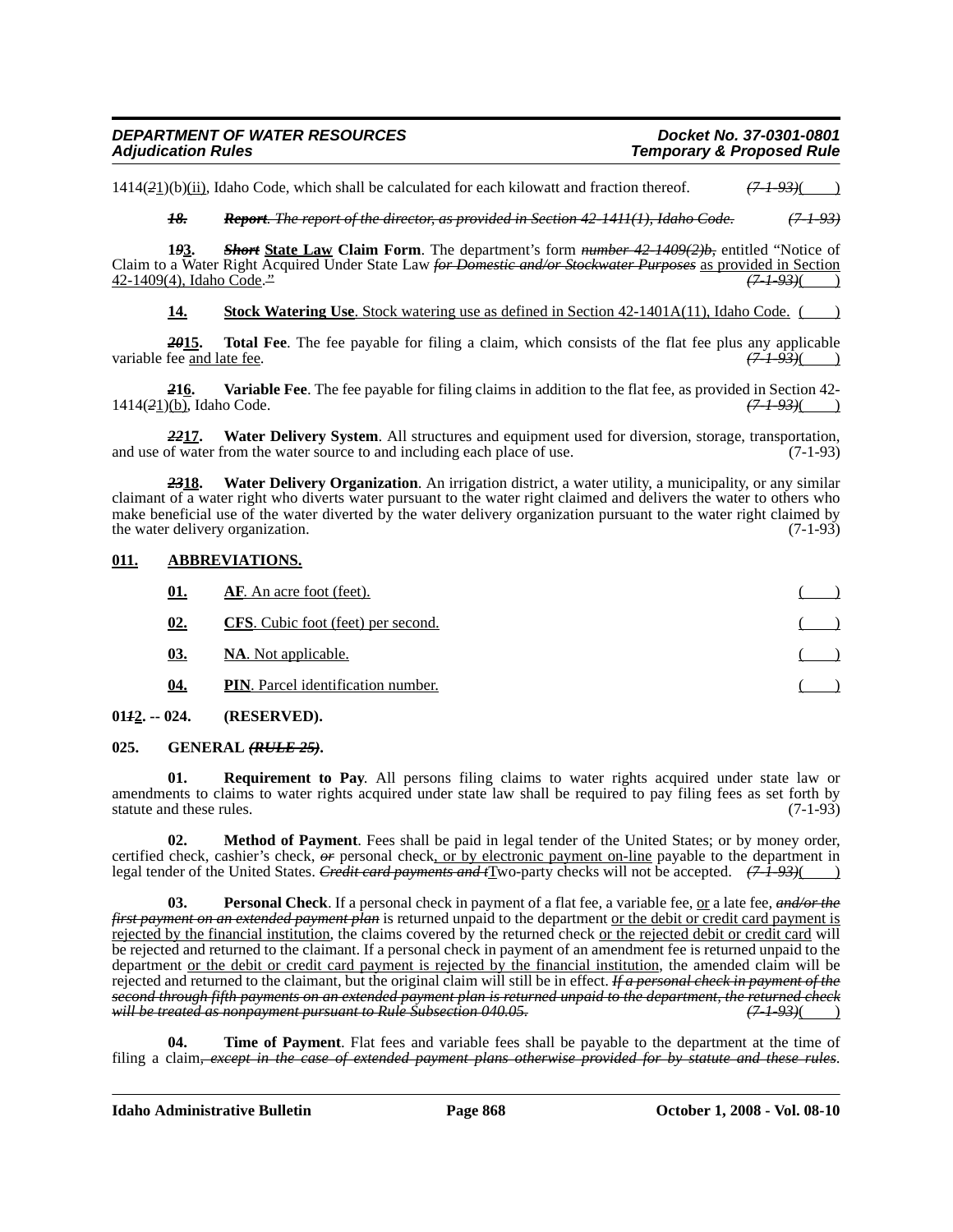1414(~~2~~1)(b)(ii), Idaho Code, which shall be calculated for each kilowatt and fraction thereof. ~~(7-1-93)~~( )

***~~18.~~*** ***~~Report~~***~~. The report of the director, as provided in Section 42-1411(1), Idaho Code.~~ ~~(7-1-93)~~

**1~~9~~3.** ***~~Short~~*** **State Law Claim Form**. The department's form ~~number 42-1409(2)b,~~ entitled "Notice of Claim to a Water Right Acquired Under State Law ~~for Domestic and/or Stockwater Purposes~~ as provided in Section 42-1409(4), Idaho Code.~~"~~ ~~(7-1-93)~~( )

**14.** **Stock Watering Use**. Stock watering use as defined in Section 42-1401A(11), Idaho Code. ( )

***~~20~~*****15.** **Total Fee**. The fee payable for filing a claim, which consists of the flat fee plus any applicable variable fee and late fee. ~~(7-1-93)~~( )

***~~2~~*****16.** **Variable Fee**. The fee payable for filing claims in addition to the flat fee, as provided in Section 42-1414(~~2~~1)(b), Idaho Code. ~~(7-1-93)~~( )

***~~22~~*****17.** **Water Delivery System**. All structures and equipment used for diversion, storage, transportation, and use of water from the water source to and including each place of use. (7-1-93)

***~~23~~*****18.** **Water Delivery Organization**. An irrigation district, a water utility, a municipality, or any similar claimant of a water right who diverts water pursuant to the water right claimed and delivers the water to others who make beneficial use of the water diverted by the water delivery organization pursuant to the water right claimed by the water delivery organization. (7-1-93)

**011. ABBREVIATIONS.**

**01.** **AF**. An acre foot (feet). ( )

**02.** **CFS**. Cubic foot (feet) per second. ( )

**03.** **NA**. Not applicable. ( )

**04.** **PIN**. Parcel identification number. ( )

**01~~1~~2. -- 024. (RESERVED).**

**025. GENERAL *~~(RULE 25)~~*.**

**01.** **Requirement to Pay**. All persons filing claims to water rights acquired under state law or amendments to claims to water rights acquired under state law shall be required to pay filing fees as set forth by statute and these rules. (7-1-93)

**02.** **Method of Payment**. Fees shall be paid in legal tender of the United States; or by money order, certified check, cashier's check, ~~or~~ personal check, or by electronic payment on-line payable to the department in legal tender of the United States. ~~Credit card payments and t~~Two-party checks will not be accepted. ~~(7-1-93)~~( )

**03.** **Personal Check**. If a personal check in payment of a flat fee, a variable fee, or a late fee, ~~and/or the first payment on an extended payment plan~~ is returned unpaid to the department or the debit or credit card payment is rejected by the financial institution, the claims covered by the returned check or the rejected debit or credit card will be rejected and returned to the claimant. If a personal check in payment of an amendment fee is returned unpaid to the department or the debit or credit card payment is rejected by the financial institution, the amended claim will be rejected and returned to the claimant, but the original claim will still be in effect. ~~If a personal check in payment of the second through fifth payments on an extended payment plan is returned unpaid to the department, the returned check will be treated as nonpayment pursuant to Rule Subsection 040.05.~~ ~~(7-1-93)~~( )

**04.** **Time of Payment**. Flat fees and variable fees shall be payable to the department at the time of filing a claim~~, except in the case of extended payment plans otherwise provided for by statute and these rules~~.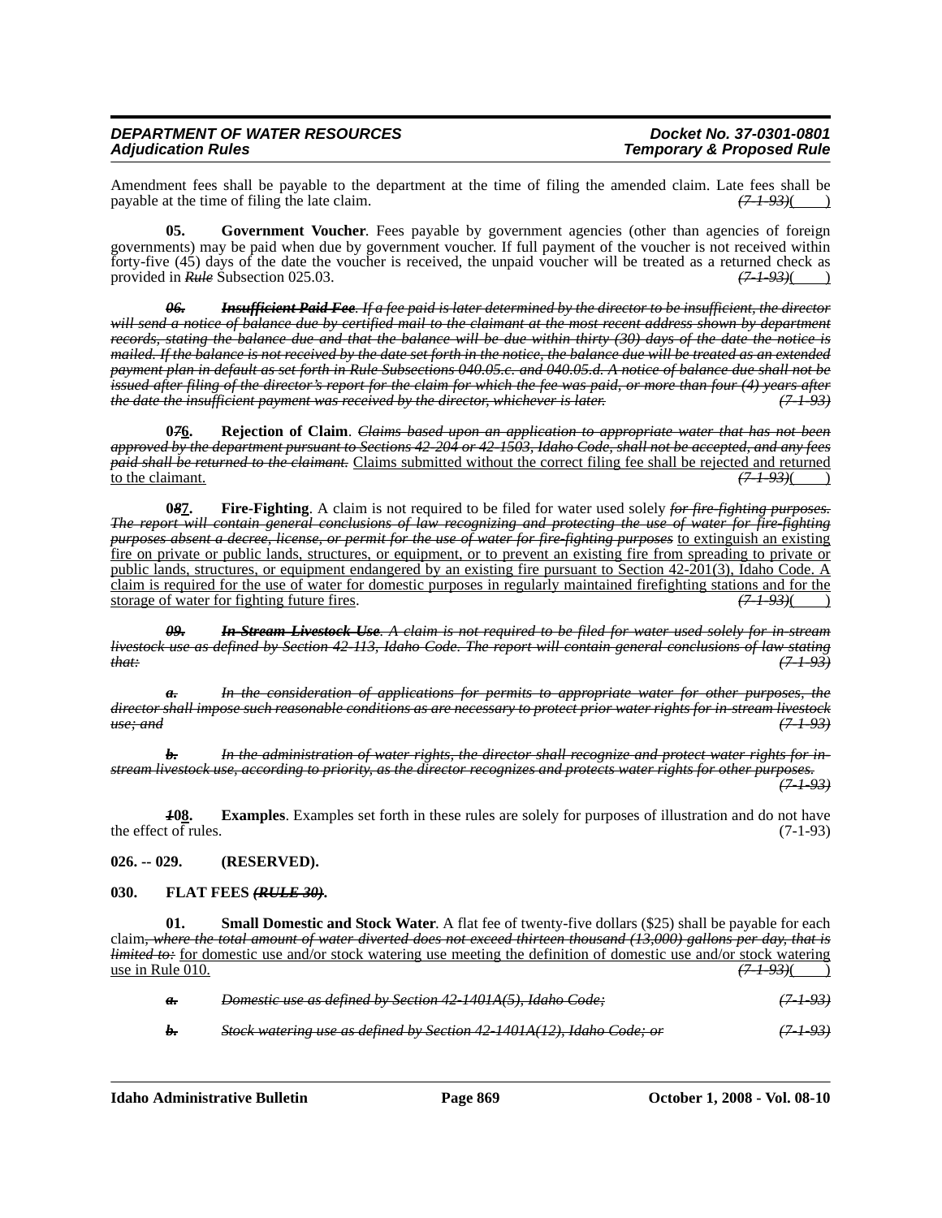Amendment fees shall be payable to the department at the time of filing the amended claim. Late fees shall be payable at the time of filing the late claim. *~~(7-1-93)~~*( )

**05. Government Voucher**. Fees payable by government agencies (other than agencies of foreign governments) may be paid when due by government voucher. If full payment of the voucher is not received within forty-five (45) days of the date the voucher is received, the unpaid voucher will be treated as a returned check as provided in *~~Rule~~* Subsection 025.03. *~~(7-1-93)~~*( )

***~~06. Insufficient Paid Fee~~****~~. If a fee paid is later determined by the director to be insufficient, the director will send a notice of balance due by certified mail to the claimant at the most recent address shown by department records, stating the balance due and that the balance will be due within thirty (30) days of the date the notice is mailed. If the balance is not received by the date set forth in the notice, the balance due will be treated as an extended payment plan in default as set forth in Rule Subsections 040.05.c. and 040.05.d. A notice of balance due shall not be issued after filing of the director's report for the claim for which the fee was paid, or more than four (4) years after the date the insufficient payment was received by the director, whichever is later.~~* *~~(7-1-93)~~*

**0*~~7~~*6. Rejection of Claim**. *~~Claims based upon an application to appropriate water that has not been approved by the department pursuant to Sections 42-204 or 42-1503, Idaho Code, shall not be accepted, and any fees paid shall be returned to the claimant.~~* Claims submitted without the correct filing fee shall be rejected and returned to the claimant. *~~(7-1-93)~~*( )

**0*~~8~~*7. Fire-Fighting**. A claim is not required to be filed for water used solely *~~for fire-fighting purposes. The report will contain general conclusions of law recognizing and protecting the use of water for fire-fighting purposes absent a decree, license, or permit for the use of water for fire-fighting purposes~~* to extinguish an existing fire on private or public lands, structures, or equipment, or to prevent an existing fire from spreading to private or public lands, structures, or equipment endangered by an existing fire pursuant to Section 42-201(3), Idaho Code. A claim is required for the use of water for domestic purposes in regularly maintained firefighting stations and for the storage of water for fighting future fires. *~~(7-1-93)~~*( )

***~~09. In-Stream Livestock Use~~****~~. A claim is not required to be filed for water used solely for in-stream livestock use as defined by Section 42-113, Idaho Code. The report will contain general conclusions of law stating that:~~* *~~(7-1-93)~~*

*~~a. In the consideration of applications for permits to appropriate water for other purposes, the director shall impose such reasonable conditions as are necessary to protect prior water rights for in-stream livestock use; and~~* *~~(7-1-93)~~*

*~~b. In the administration of water rights, the director shall recognize and protect water rights for in-stream livestock use, according to priority, as the director recognizes and protects water rights for other purposes.~~* *~~(7-1-93)~~*

***~~1~~*08. Examples**. Examples set forth in these rules are solely for purposes of illustration and do not have the effect of rules. (7-1-93)

**026. -- 029. (RESERVED).**

**030. FLAT FEES *~~(RULE 30)~~*.**

**01. Small Domestic and Stock Water**. A flat fee of twenty-five dollars ($25) shall be payable for each claim*~~, where the total amount of water diverted does not exceed thirteen thousand (13,000) gallons per day, that is limited to:~~* for domestic use and/or stock watering use meeting the definition of domestic use and/or stock watering use in Rule 010. *~~(7-1-93)~~*( )

*~~a. Domestic use as defined by Section 42-1401A(5), Idaho Code;~~* *~~(7-1-93)~~*

*~~b. Stock watering use as defined by Section 42-1401A(12), Idaho Code; or~~* *~~(7-1-93)~~*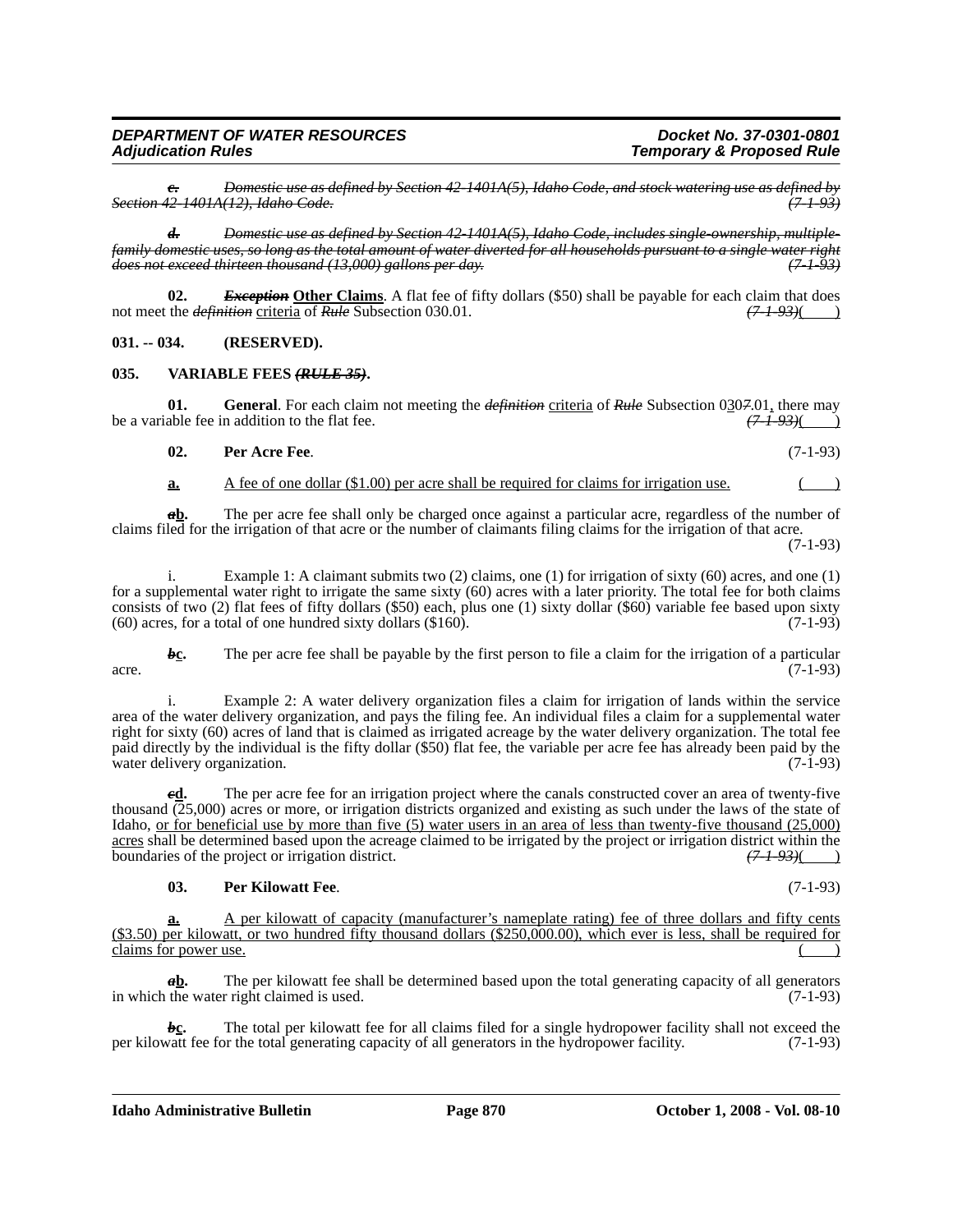~~*c.*~~ ~~*Domestic use as defined by Section 42-1401A(5), Idaho Code, and stock watering use as defined by Section 42-1401A(12), Idaho Code.*~~ ~~*(7-1-93)*~~

~~*d.*~~ ~~*Domestic use as defined by Section 42-1401A(5), Idaho Code, includes single-ownership, multiple-family domestic uses, so long as the total amount of water diverted for all households pursuant to a single water right does not exceed thirteen thousand (13,000) gallons per day.*~~ ~~*(7-1-93)*~~

**02.** ~~***Exception***~~ **Other Claims**. A flat fee of fifty dollars ($50) shall be payable for each claim that does not meet the ~~*definition*~~ criteria of ~~*Rule*~~ Subsection 030.01. ~~*(7-1-93)*~~( )

**031. -- 034. (RESERVED).**

**035. VARIABLE FEES ~~*(RULE 35)*~~.**

**01. General**. For each claim not meeting the ~~*definition*~~ criteria of ~~*Rule*~~ Subsection 03~~*7*~~0.01, there may be a variable fee in addition to the flat fee. ~~*(7-1-93)*~~( )

**02. Per Acre Fee**. (7-1-93)

**a.** A fee of one dollar ($1.00) per acre shall be required for claims for irrigation use. ( )

~~***a***~~**b.** The per acre fee shall only be charged once against a particular acre, regardless of the number of claims filed for the irrigation of that acre or the number of claimants filing claims for the irrigation of that acre. (7-1-93)

i. Example 1: A claimant submits two (2) claims, one (1) for irrigation of sixty (60) acres, and one (1) for a supplemental water right to irrigate the same sixty (60) acres with a later priority. The total fee for both claims consists of two (2) flat fees of fifty dollars ($50) each, plus one (1) sixty dollar ($60) variable fee based upon sixty (60) acres, for a total of one hundred sixty dollars ($160). (7-1-93)

~~***b***~~**c.** The per acre fee shall be payable by the first person to file a claim for the irrigation of a particular acre. (7-1-93)

i. Example 2: A water delivery organization files a claim for irrigation of lands within the service area of the water delivery organization, and pays the filing fee. An individual files a claim for a supplemental water right for sixty (60) acres of land that is claimed as irrigated acreage by the water delivery organization. The total fee paid directly by the individual is the fifty dollar ($50) flat fee, the variable per acre fee has already been paid by the water delivery organization. (7-1-93)

~~***c***~~**d.** The per acre fee for an irrigation project where the canals constructed cover an area of twenty-five thousand (25,000) acres or more, or irrigation districts organized and existing as such under the laws of the state of Idaho, or for beneficial use by more than five (5) water users in an area of less than twenty-five thousand (25,000) acres shall be determined based upon the acreage claimed to be irrigated by the project or irrigation district within the boundaries of the project or irrigation district. ~~*(7-1-93)*~~( )

**03. Per Kilowatt Fee**. (7-1-93)

**a.** A per kilowatt of capacity (manufacturer's nameplate rating) fee of three dollars and fifty cents ($3.50) per kilowatt, or two hundred fifty thousand dollars ($250,000.00), which ever is less, shall be required for claims for power use. ( )

~~***a***~~**b.** The per kilowatt fee shall be determined based upon the total generating capacity of all generators in which the water right claimed is used. (7-1-93)

~~***b***~~**c.** The total per kilowatt fee for all claims filed for a single hydropower facility shall not exceed the per kilowatt fee for the total generating capacity of all generators in the hydropower facility. (7-1-93)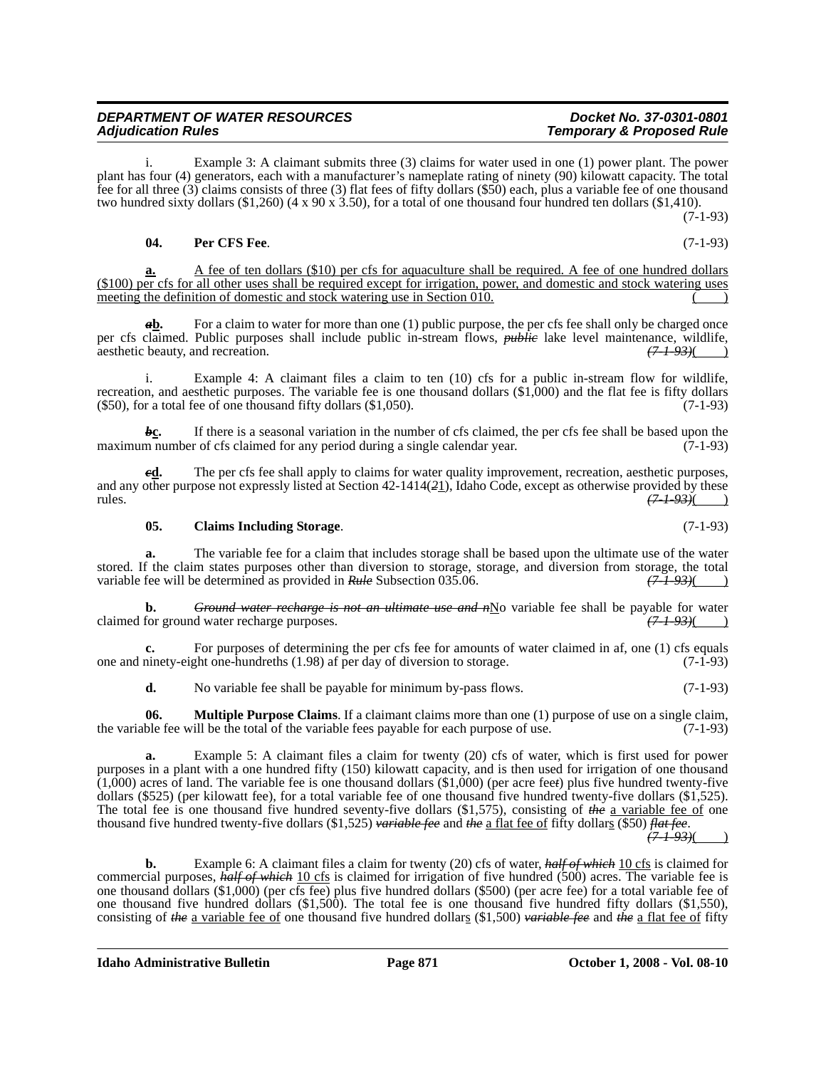i. Example 3: A claimant submits three (3) claims for water used in one (1) power plant. The power plant has four (4) generators, each with a manufacturer's nameplate rating of ninety (90) kilowatt capacity. The total fee for all three (3) claims consists of three (3) flat fees of fifty dollars ($50) each, plus a variable fee of one thousand two hundred sixty dollars ($1,260) (4 x 90 x 3.50), for a total of one thousand four hundred ten dollars ($1,410). (7-1-93)

**04. Per CFS Fee**. (7-1-93)

**a.** A fee of ten dollars ($10) per cfs for aquaculture shall be required. A fee of one hundred dollars ($100) per cfs for all other uses shall be required except for irrigation, power, and domestic and stock watering uses meeting the definition of domestic and stock watering use in Section 010. ( )

~~a~~**b.** For a claim to water for more than one (1) public purpose, the per cfs fee shall only be charged once per cfs claimed. Public purposes shall include public in-stream flows, ~~*public*~~ lake level maintenance, wildlife, aesthetic beauty, and recreation. ~~*(7-1-93)*~~( )

i. Example 4: A claimant files a claim to ten (10) cfs for a public in-stream flow for wildlife, recreation, and aesthetic purposes. The variable fee is one thousand dollars ($1,000) and the flat fee is fifty dollars ($50), for a total fee of one thousand fifty dollars ($1,050). (7-1-93)

~~b~~**c.** If there is a seasonal variation in the number of cfs claimed, the per cfs fee shall be based upon the maximum number of cfs claimed for any period during a single calendar year. (7-1-93)

~~c~~**d.** The per cfs fee shall apply to claims for water quality improvement, recreation, aesthetic purposes, and any other purpose not expressly listed at Section 42-1414(~~*2*~~1), Idaho Code, except as otherwise provided by these rules. ~~*(7-1-93)*~~( )

**05. Claims Including Storage**. (7-1-93)

**a.** The variable fee for a claim that includes storage shall be based upon the ultimate use of the water stored. If the claim states purposes other than diversion to storage, storage, and diversion from storage, the total variable fee will be determined as provided in ~~*Rule*~~ Subsection 035.06. ~~*(7-1-93)*~~( )

**b.** ~~*Ground water recharge is not an ultimate use and n*~~No variable fee shall be payable for water claimed for ground water recharge purposes. ~~*(7-1-93)*~~( )

**c.** For purposes of determining the per cfs fee for amounts of water claimed in af, one (1) cfs equals one and ninety-eight one-hundreths (1.98) af per day of diversion to storage. (7-1-93)

**d.** No variable fee shall be payable for minimum by-pass flows. (7-1-93)

**06. Multiple Purpose Claims**. If a claimant claims more than one (1) purpose of use on a single claim, the variable fee will be the total of the variable fees payable for each purpose of use. (7-1-93)

**a.** Example 5: A claimant files a claim for twenty (20) cfs of water, which is first used for power purposes in a plant with a one hundred fifty (150) kilowatt capacity, and is then used for irrigation of one thousand (1,000) acres of land. The variable fee is one thousand dollars ($1,000) (per acre fee~~t~~) plus five hundred twenty-five dollars ($525) (per kilowatt fee), for a total variable fee of one thousand five hundred twenty-five dollars ($1,525). The total fee is one thousand five hundred seventy-five dollars ($1,575), consisting of ~~*the*~~ a variable fee of one thousand five hundred twenty-five dollars ($1,525) ~~*variable fee*~~ and ~~*the*~~ a flat fee of fifty dollars ($50) ~~*flat fee*~~. ~~*(7-1-93)*~~( )

**b.** Example 6: A claimant files a claim for twenty (20) cfs of water, ~~*half of which*~~ 10 cfs is claimed for commercial purposes, ~~*half of which*~~ 10 cfs is claimed for irrigation of five hundred (500) acres. The variable fee is one thousand dollars ($1,000) (per cfs fee) plus five hundred dollars ($500) (per acre fee) for a total variable fee of one thousand five hundred dollars ($1,500). The total fee is one thousand five hundred fifty dollars ($1,550), consisting of ~~*the*~~ a variable fee of one thousand five hundred dollars ($1,500) ~~*variable fee*~~ and ~~*the*~~ a flat fee of fifty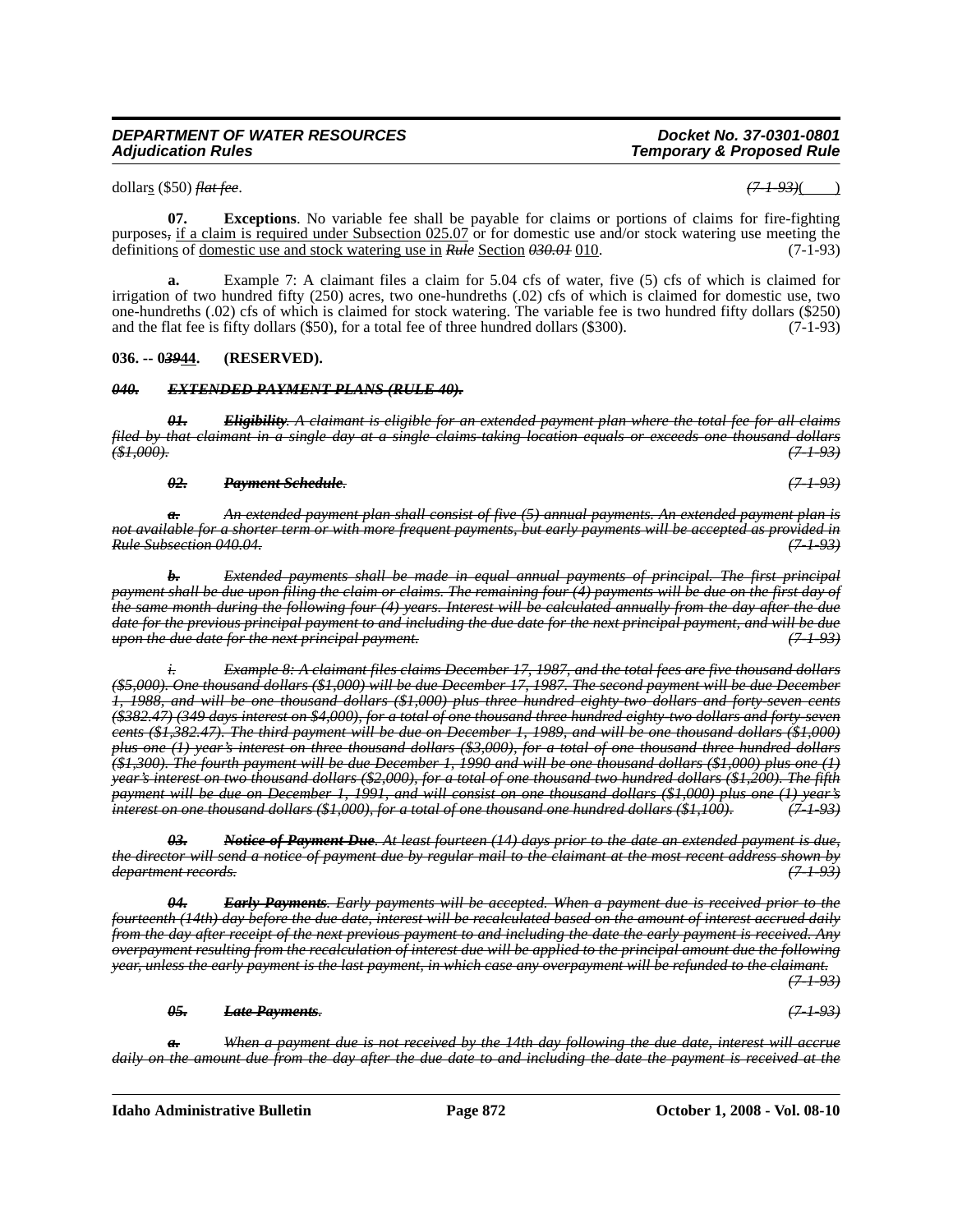dollars ($50) ~~*flat fee*~~. ~~*(7-1-93)*~~( )

**07. Exceptions**. No variable fee shall be payable for claims or portions of claims for fire-fighting purposes~~,~~ if a claim is required under Subsection 025.07 or for domestic use and/or stock watering use meeting the definitions of domestic use and stock watering use in ~~*Rule*~~ Section ~~*030.01*~~ 010. (7-1-93)

**a.** Example 7: A claimant files a claim for 5.04 cfs of water, five (5) cfs of which is claimed for irrigation of two hundred fifty (250) acres, two one-hundreths (.02) cfs of which is claimed for domestic use, two one-hundreths (.02) cfs of which is claimed for stock watering. The variable fee is two hundred fifty dollars ($250) and the flat fee is fifty dollars ($50), for a total fee of three hundred dollars ($300). (7-1-93)

**036. -- 0~~*39*~~44. (RESERVED).**

~~***040. EXTENDED PAYMENT PLANS (RULE 40).***~~

~~***01. Eligibility***~~~~*. A claimant is eligible for an extended payment plan where the total fee for all claims filed by that claimant in a single day at a single claims-taking location equals or exceeds one thousand dollars ($1,000).*~~ ~~*(7-1-93)*~~

~~***02. Payment Schedule***~~~~*.*~~ ~~*(7-1-93)*~~

~~***a.***~~ ~~*An extended payment plan shall consist of five (5) annual payments. An extended payment plan is not available for a shorter term or with more frequent payments, but early payments will be accepted as provided in Rule Subsection 040.04.*~~ ~~*(7-1-93)*~~

~~***b.***~~ ~~*Extended payments shall be made in equal annual payments of principal. The first principal payment shall be due upon filing the claim or claims. The remaining four (4) payments will be due on the first day of the same month during the following four (4) years. Interest will be calculated annually from the day after the due date for the previous principal payment to and including the due date for the next principal payment, and will be due upon the due date for the next principal payment.*~~ ~~*(7-1-93)*~~

~~*i. Example 8: A claimant files claims December 17, 1987, and the total fees are five thousand dollars ($5,000). One thousand dollars ($1,000) will be due December 17, 1987. The second payment will be due December 1, 1988, and will be one thousand dollars ($1,000) plus three hundred eighty-two dollars and forty-seven cents ($382.47) (349 days interest on $4,000), for a total of one thousand three hundred eighty-two dollars and forty-seven cents ($1,382.47). The third payment will be due on December 1, 1989, and will be one thousand dollars ($1,000) plus one (1) year's interest on three thousand dollars ($3,000), for a total of one thousand three hundred dollars ($1,300). The fourth payment will be due December 1, 1990 and will be one thousand dollars ($1,000) plus one (1) year's interest on two thousand dollars ($2,000), for a total of one thousand two hundred dollars ($1,200). The fifth payment will be due on December 1, 1991, and will consist on one thousand dollars ($1,000) plus one (1) year's interest on one thousand dollars ($1,000), for a total of one thousand one hundred dollars ($1,100).*~~ ~~*(7-1-93)*~~

~~***03. Notice of Payment Due***~~~~*. At least fourteen (14) days prior to the date an extended payment is due, the director will send a notice of payment due by regular mail to the claimant at the most recent address shown by department records.*~~ ~~*(7-1-93)*~~

~~***04. Early Payments***~~~~*. Early payments will be accepted. When a payment due is received prior to the fourteenth (14th) day before the due date, interest will be recalculated based on the amount of interest accrued daily from the day after receipt of the next previous payment to and including the date the early payment is received. Any overpayment resulting from the recalculation of interest due will be applied to the principal amount due the following year, unless the early payment is the last payment, in which case any overpayment will be refunded to the claimant.*~~ ~~*(7-1-93)*~~

~~***05. Late Payments***~~~~*.*~~ ~~*(7-1-93)*~~

~~***a.***~~ ~~*When a payment due is not received by the 14th day following the due date, interest will accrue daily on the amount due from the day after the due date to and including the date the payment is received at the*~~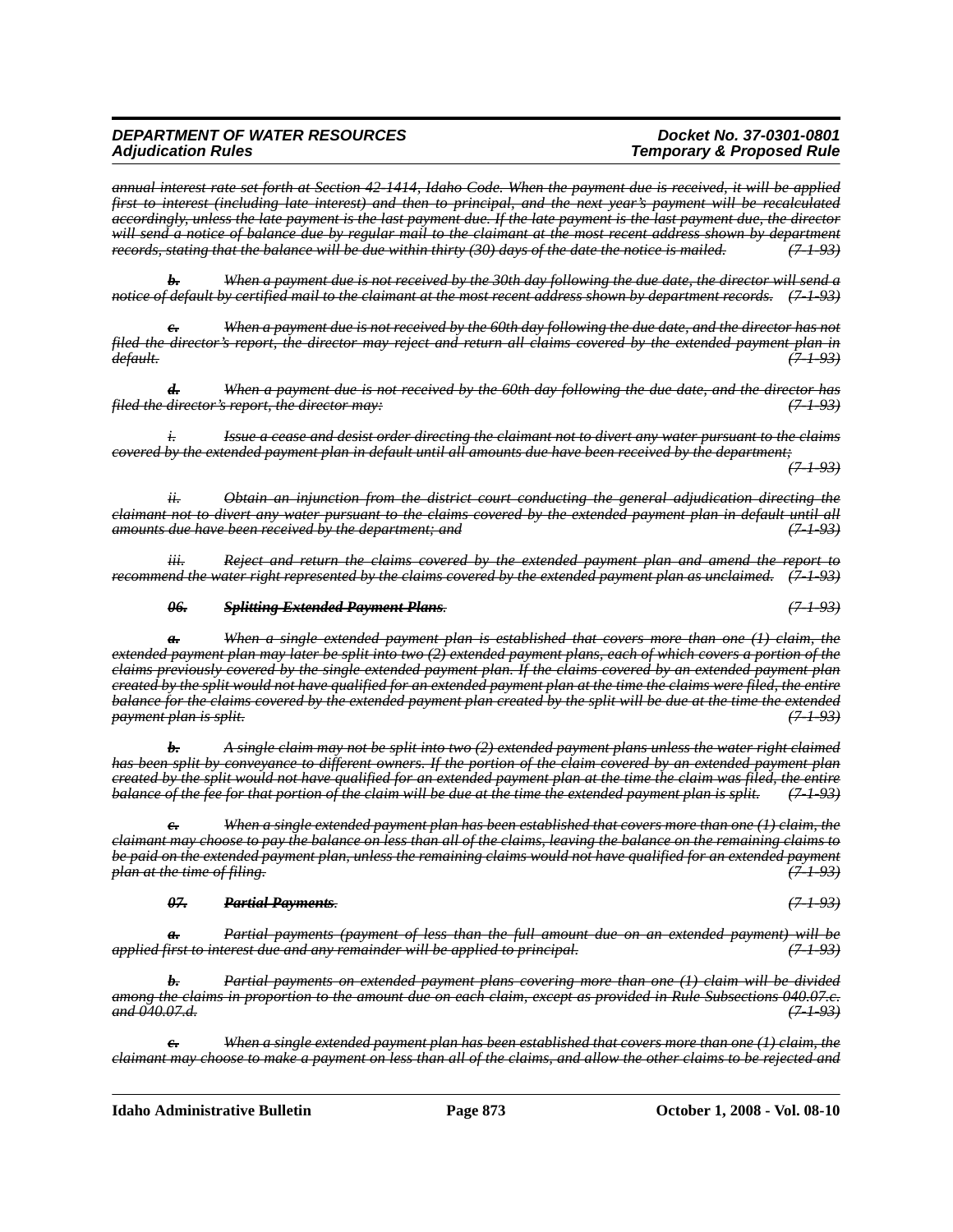*annual interest rate set forth at Section 42-1414, Idaho Code. When the payment due is received, it will be applied first to interest (including late interest) and then to principal, and the next year's payment will be recalculated accordingly, unless the late payment is the last payment due. If the late payment is the last payment due, the director will send a notice of balance due by regular mail to the claimant at the most recent address shown by department records, stating that the balance will be due within thirty (30) days of the date the notice is mailed. (7-1-93)*

***b.*** *When a payment due is not received by the 30th day following the due date, the director will send a notice of default by certified mail to the claimant at the most recent address shown by department records. (7-1-93)*

***c.*** *When a payment due is not received by the 60th day following the due date, and the director has not filed the director's report, the director may reject and return all claims covered by the extended payment plan in default. (7-1-93)*

***d.*** *When a payment due is not received by the 60th day following the due date, and the director has filed the director's report, the director may: (7-1-93)*

*i. Issue a cease and desist order directing the claimant not to divert any water pursuant to the claims covered by the extended payment plan in default until all amounts due have been received by the department; (7-1-93)*

*ii. Obtain an injunction from the district court conducting the general adjudication directing the claimant not to divert any water pursuant to the claims covered by the extended payment plan in default until all amounts due have been received by the department; and (7-1-93)*

*iii. Reject and return the claims covered by the extended payment plan and amend the report to recommend the water right represented by the claims covered by the extended payment plan as unclaimed. (7-1-93)*

***06. Splitting Extended Payment Plans.*** *(7-1-93)*

***a.*** *When a single extended payment plan is established that covers more than one (1) claim, the extended payment plan may later be split into two (2) extended payment plans, each of which covers a portion of the claims previously covered by the single extended payment plan. If the claims covered by an extended payment plan created by the split would not have qualified for an extended payment plan at the time the claims were filed, the entire balance for the claims covered by the extended payment plan created by the split will be due at the time the extended payment plan is split. (7-1-93)*

***b.*** *A single claim may not be split into two (2) extended payment plans unless the water right claimed has been split by conveyance to different owners. If the portion of the claim covered by an extended payment plan created by the split would not have qualified for an extended payment plan at the time the claim was filed, the entire balance of the fee for that portion of the claim will be due at the time the extended payment plan is split. (7-1-93)*

***c.*** *When a single extended payment plan has been established that covers more than one (1) claim, the claimant may choose to pay the balance on less than all of the claims, leaving the balance on the remaining claims to be paid on the extended payment plan, unless the remaining claims would not have qualified for an extended payment plan at the time of filing. (7-1-93)*

***07. Partial Payments.*** *(7-1-93)*

***a.*** *Partial payments (payment of less than the full amount due on an extended payment) will be applied first to interest due and any remainder will be applied to principal. (7-1-93)*

***b.*** *Partial payments on extended payment plans covering more than one (1) claim will be divided among the claims in proportion to the amount due on each claim, except as provided in Rule Subsections 040.07.c. and 040.07.d. (7-1-93)*

***c.*** *When a single extended payment plan has been established that covers more than one (1) claim, the claimant may choose to make a payment on less than all of the claims, and allow the other claims to be rejected and*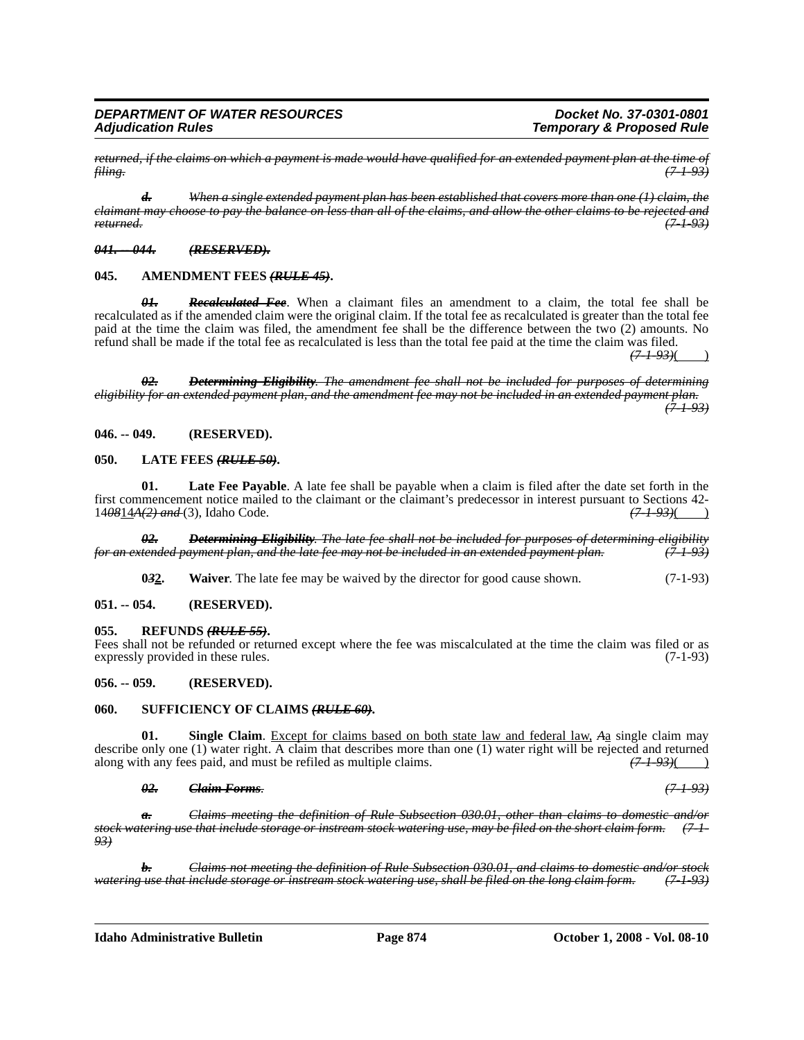~~*returned, if the claims on which a payment is made would have qualified for an extended payment plan at the time of filing.*~~ ~~*(7-1-93)*~~

~~***d.*** *When a single extended payment plan has been established that covers more than one (1) claim, the claimant may choose to pay the balance on less than all of the claims, and allow the other claims to be rejected and returned.*~~ ~~*(7-1-93)*~~

~~***041. -- 044. (RESERVED).***~~

**045. AMENDMENT FEES ~~*(RULE 45)*~~.**

~~***01.*** ***Recalculated Fee***~~. When a claimant files an amendment to a claim, the total fee shall be recalculated as if the amended claim were the original claim. If the total fee as recalculated is greater than the total fee paid at the time the claim was filed, the amendment fee shall be the difference between the two (2) amounts. No refund shall be made if the total fee as recalculated is less than the total fee paid at the time the claim was filed. ~~*(7-1-93)*~~( )

~~***02.*** ***Determining Eligibility****. The amendment fee shall not be included for purposes of determining eligibility for an extended payment plan, and the amendment fee may not be included in an extended payment plan.*~~ ~~*(7-1-93)*~~

**046. -- 049. (RESERVED).**

**050. LATE FEES ~~*(RULE 50)*~~.**

**01. Late Fee Payable**. A late fee shall be payable when a claim is filed after the date set forth in the first commencement notice mailed to the claimant or the claimant's predecessor in interest pursuant to Sections 42-14~~*08*~~<u>14</u>~~*A(2) and*~~ (3), Idaho Code. ~~*(7-1-93)*~~( )

~~***02.*** ***Determining Eligibility****. The late fee shall not be included for purposes of determining eligibility for an extended payment plan, and the late fee may not be included in an extended payment plan.*~~ ~~*(7-1-93)*~~

**0~~*3*~~<u>2</u>. Waiver**. The late fee may be waived by the director for good cause shown. (7-1-93)

**051. -- 054. (RESERVED).**

**055. REFUNDS ~~*(RULE 55)*~~.**

Fees shall not be refunded or returned except where the fee was miscalculated at the time the claim was filed or as expressly provided in these rules. (7-1-93)

**056. -- 059. (RESERVED).**

**060. SUFFICIENCY OF CLAIMS ~~*(RULE 60)*~~.**

**01. Single Claim**. <u>Except for claims based on both state law and federal law,</u> ~~*A*~~<u>a</u> single claim may describe only one (1) water right. A claim that describes more than one (1) water right will be rejected and returned along with any fees paid, and must be refiled as multiple claims. ~~*(7-1-93)*~~( )

~~***02.*** ***Claim Forms****.*~~ ~~*(7-1-93)*~~

~~***a.*** *Claims meeting the definition of Rule Subsection 030.01, other than claims to domestic and/or stock watering use that include storage or instream stock watering use, may be filed on the short claim form.*~~ ~~*(7-1-93)*~~

~~***b.*** *Claims not meeting the definition of Rule Subsection 030.01, and claims to domestic and/or stock watering use that include storage or instream stock watering use, shall be filed on the long claim form.*~~ ~~*(7-1-93)*~~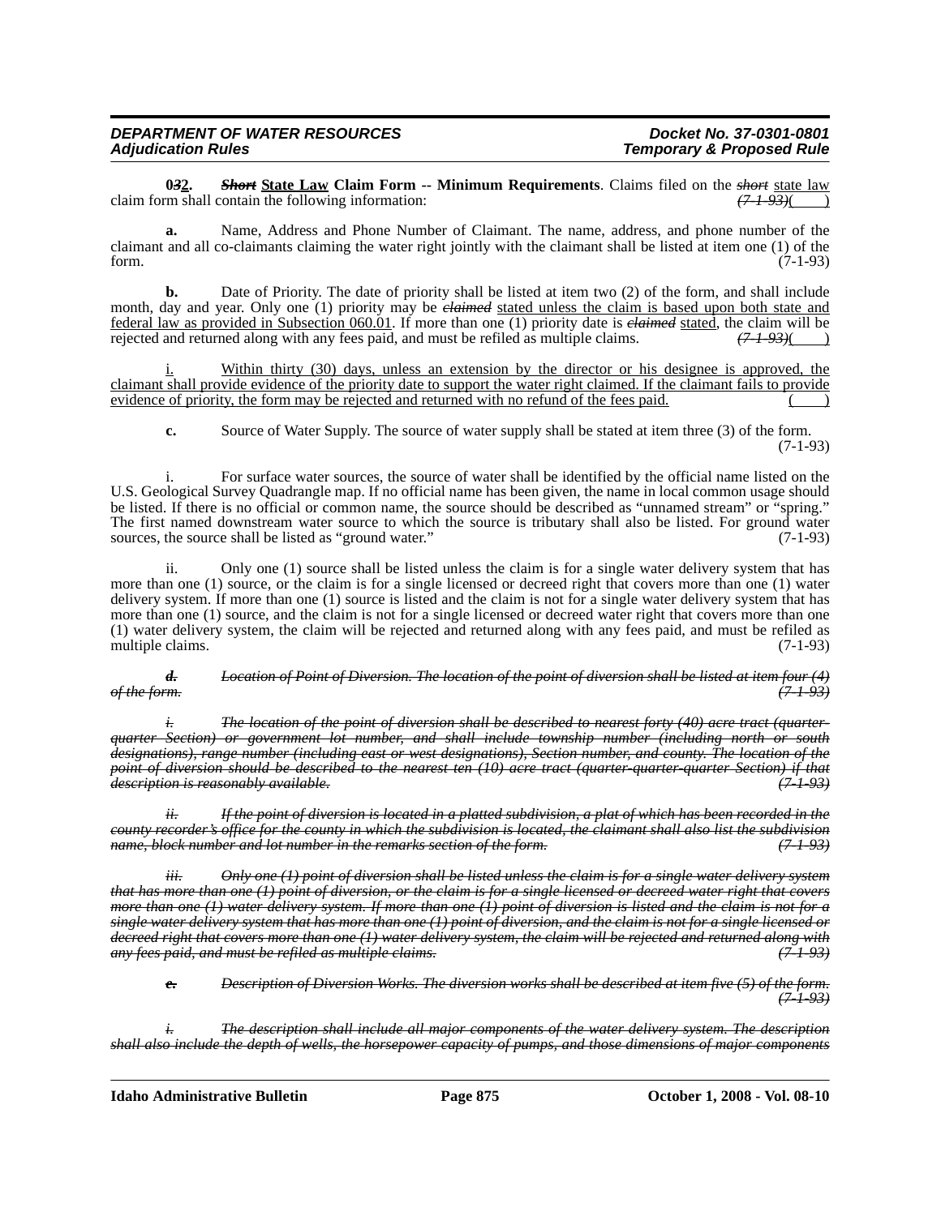**0~~3~~2. ~~Short~~ State Law Claim Form -- Minimum Requirements**. Claims filed on the ~~short~~ state law claim form shall contain the following information: ~~(7-1-93)~~( )

**a.** Name, Address and Phone Number of Claimant. The name, address, and phone number of the claimant and all co-claimants claiming the water right jointly with the claimant shall be listed at item one (1) of the form. (7-1-93)

**b.** Date of Priority. The date of priority shall be listed at item two (2) of the form, and shall include month, day and year. Only one (1) priority may be ~~claimed~~ stated unless the claim is based upon both state and federal law as provided in Subsection 060.01. If more than one (1) priority date is ~~claimed~~ stated, the claim will be rejected and returned along with any fees paid, and must be refiled as multiple claims. ~~(7-1-93)~~( )

i. Within thirty (30) days, unless an extension by the director or his designee is approved, the claimant shall provide evidence of the priority date to support the water right claimed. If the claimant fails to provide evidence of priority, the form may be rejected and returned with no refund of the fees paid. ( )

**c.** Source of Water Supply. The source of water supply shall be stated at item three (3) of the form. (7-1-93)

i. For surface water sources, the source of water shall be identified by the official name listed on the U.S. Geological Survey Quadrangle map. If no official name has been given, the name in local common usage should be listed. If there is no official or common name, the source should be described as "unnamed stream" or "spring." The first named downstream water source to which the source is tributary shall also be listed. For ground water sources, the source shall be listed as "ground water." (7-1-93)

ii. Only one (1) source shall be listed unless the claim is for a single water delivery system that has more than one (1) source, or the claim is for a single licensed or decreed right that covers more than one (1) water delivery system. If more than one (1) source is listed and the claim is not for a single water delivery system that has more than one (1) source, and the claim is not for a single licensed or decreed water right that covers more than one (1) water delivery system, the claim will be rejected and returned along with any fees paid, and must be refiled as multiple claims. (7-1-93)

~~***d.*** *Location of Point of Diversion. The location of the point of diversion shall be listed at item four (4) of the form.* (7-1-93)~~

~~*i. The location of the point of diversion shall be described to nearest forty (40) acre tract (quarter-quarter Section) or government lot number, and shall include township number (including north or south designations), range number (including east or west designations), Section number, and county. The location of the point of diversion should be described to the nearest ten (10) acre tract (quarter-quarter-quarter Section) if that description is reasonably available.* (7-1-93)~~

~~*ii. If the point of diversion is located in a platted subdivision, a plat of which has been recorded in the county recorder's office for the county in which the subdivision is located, the claimant shall also list the subdivision name, block number and lot number in the remarks section of the form.* (7-1-93)~~

~~*iii. Only one (1) point of diversion shall be listed unless the claim is for a single water delivery system that has more than one (1) point of diversion, or the claim is for a single licensed or decreed water right that covers more than one (1) water delivery system. If more than one (1) point of diversion is listed and the claim is not for a single water delivery system that has more than one (1) point of diversion, and the claim is not for a single licensed or decreed right that covers more than one (1) water delivery system, the claim will be rejected and returned along with any fees paid, and must be refiled as multiple claims.* (7-1-93)~~

~~***e.*** *Description of Diversion Works. The diversion works shall be described at item five (5) of the form.* (7-1-93)~~

~~*i. The description shall include all major components of the water delivery system. The description shall also include the depth of wells, the horsepower capacity of pumps, and those dimensions of major components*~~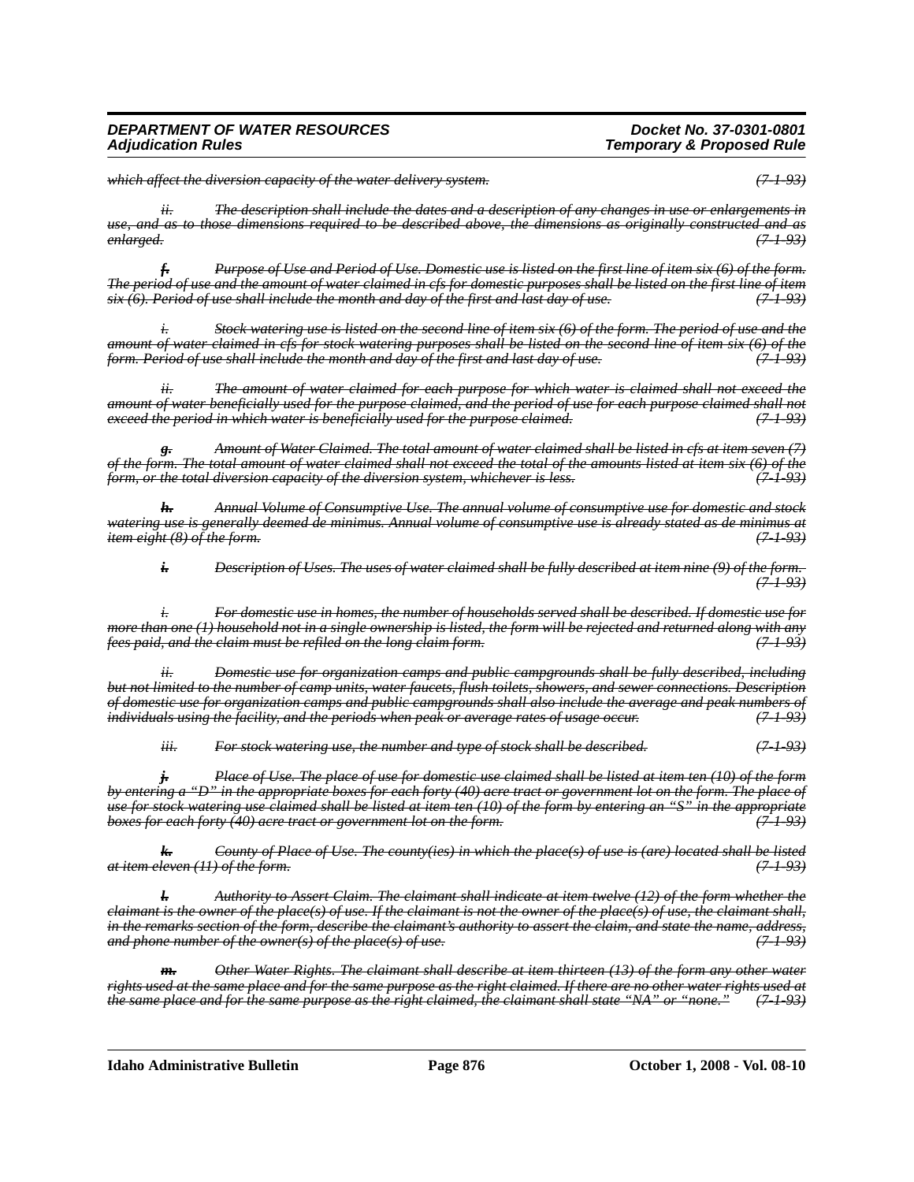~~*which affect the diversion capacity of the water delivery system.*~~ ~~*(7-1-93)*~~

~~*ii. The description shall include the dates and a description of any changes in use or enlargements in use, and as to those dimensions required to be described above, the dimensions as originally constructed and as enlarged.*~~ ~~*(7-1-93)*~~

~~***f.*** *Purpose of Use and Period of Use. Domestic use is listed on the first line of item six (6) of the form. The period of use and the amount of water claimed in cfs for domestic purposes shall be listed on the first line of item six (6). Period of use shall include the month and day of the first and last day of use.*~~ ~~*(7-1-93)*~~

~~*i. Stock watering use is listed on the second line of item six (6) of the form. The period of use and the amount of water claimed in cfs for stock watering purposes shall be listed on the second line of item six (6) of the form. Period of use shall include the month and day of the first and last day of use.*~~ ~~*(7-1-93)*~~

~~*ii. The amount of water claimed for each purpose for which water is claimed shall not exceed the amount of water beneficially used for the purpose claimed, and the period of use for each purpose claimed shall not exceed the period in which water is beneficially used for the purpose claimed.*~~ ~~*(7-1-93)*~~

~~***g.*** *Amount of Water Claimed. The total amount of water claimed shall be listed in cfs at item seven (7) of the form. The total amount of water claimed shall not exceed the total of the amounts listed at item six (6) of the form, or the total diversion capacity of the diversion system, whichever is less.*~~ ~~*(7-1-93)*~~

~~***h.*** *Annual Volume of Consumptive Use. The annual volume of consumptive use for domestic and stock watering use is generally deemed de minimus. Annual volume of consumptive use is already stated as de minimus at item eight (8) of the form.*~~ ~~*(7-1-93)*~~

~~***i.*** *Description of Uses. The uses of water claimed shall be fully described at item nine (9) of the form.*~~ ~~*(7-1-93)*~~

~~*i. For domestic use in homes, the number of households served shall be described. If domestic use for more than one (1) household not in a single ownership is listed, the form will be rejected and returned along with any fees paid, and the claim must be refiled on the long claim form.*~~ ~~*(7-1-93)*~~

~~*ii. Domestic use for organization camps and public campgrounds shall be fully described, including but not limited to the number of camp units, water faucets, flush toilets, showers, and sewer connections. Description of domestic use for organization camps and public campgrounds shall also include the average and peak numbers of individuals using the facility, and the periods when peak or average rates of usage occur.*~~ ~~*(7-1-93)*~~

~~*iii. For stock watering use, the number and type of stock shall be described.*~~ ~~*(7-1-93)*~~

~~***j.*** *Place of Use. The place of use for domestic use claimed shall be listed at item ten (10) of the form by entering a "D" in the appropriate boxes for each forty (40) acre tract or government lot on the form. The place of use for stock watering use claimed shall be listed at item ten (10) of the form by entering an "S" in the appropriate boxes for each forty (40) acre tract or government lot on the form.*~~ ~~*(7-1-93)*~~

~~***k.*** *County of Place of Use. The county(ies) in which the place(s) of use is (are) located shall be listed at item eleven (11) of the form.*~~ ~~*(7-1-93)*~~

~~***l.*** *Authority to Assert Claim. The claimant shall indicate at item twelve (12) of the form whether the claimant is the owner of the place(s) of use. If the claimant is not the owner of the place(s) of use, the claimant shall, in the remarks section of the form, describe the claimant's authority to assert the claim, and state the name, address, and phone number of the owner(s) of the place(s) of use.*~~ ~~*(7-1-93)*~~

~~***m.*** *Other Water Rights. The claimant shall describe at item thirteen (13) of the form any other water rights used at the same place and for the same purpose as the right claimed. If there are no other water rights used at the same place and for the same purpose as the right claimed, the claimant shall state "NA" or "none."*~~ ~~*(7-1-93)*~~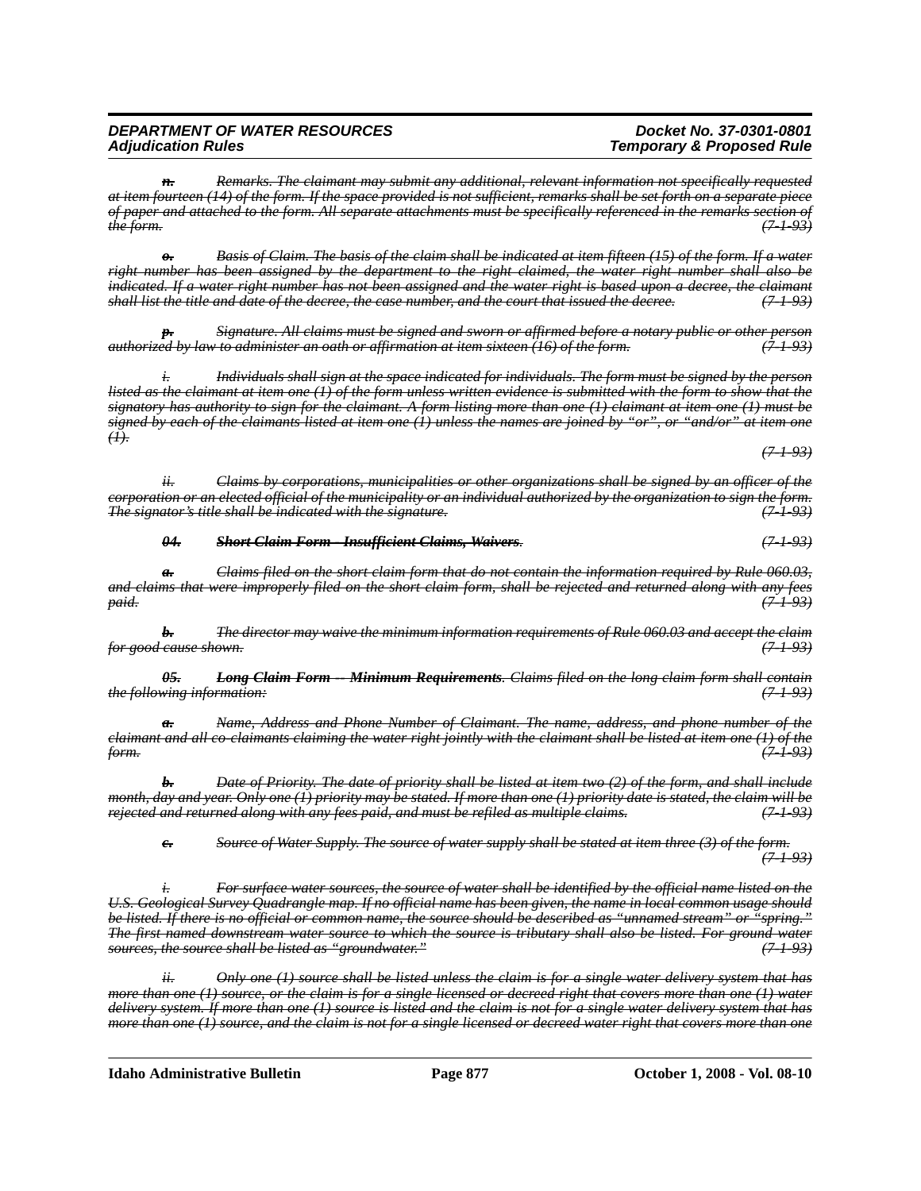~~*n. Remarks. The claimant may submit any additional, relevant information not specifically requested at item fourteen (14) of the form. If the space provided is not sufficient, remarks shall be set forth on a separate piece of paper and attached to the form. All separate attachments must be specifically referenced in the remarks section of the form.*~~ ~~*(7-1-93)*~~

~~*o. Basis of Claim. The basis of the claim shall be indicated at item fifteen (15) of the form. If a water right number has been assigned by the department to the right claimed, the water right number shall also be indicated. If a water right number has not been assigned and the water right is based upon a decree, the claimant shall list the title and date of the decree, the case number, and the court that issued the decree.*~~ ~~*(7-1-93)*~~

~~*p. Signature. All claims must be signed and sworn or affirmed before a notary public or other person authorized by law to administer an oath or affirmation at item sixteen (16) of the form.*~~ ~~*(7-1-93)*~~

~~*i. Individuals shall sign at the space indicated for individuals. The form must be signed by the person listed as the claimant at item one (1) of the form unless written evidence is submitted with the form to show that the signatory has authority to sign for the claimant. A form listing more than one (1) claimant at item one (1) must be signed by each of the claimants listed at item one (1) unless the names are joined by "or", or "and/or" at item one (1).*~~ ~~*(7-1-93)*~~

~~*ii. Claims by corporations, municipalities or other organizations shall be signed by an officer of the corporation or an elected official of the municipality or an individual authorized by the organization to sign the form. The signator's title shall be indicated with the signature.*~~ ~~*(7-1-93)*~~

~~***04. Short Claim Form - Insufficient Claims, Waivers**.*~~ ~~*(7-1-93)*~~

~~*a. Claims filed on the short claim form that do not contain the information required by Rule 060.03, and claims that were improperly filed on the short claim form, shall be rejected and returned along with any fees paid.*~~ ~~*(7-1-93)*~~

~~*b. The director may waive the minimum information requirements of Rule 060.03 and accept the claim for good cause shown.*~~ ~~*(7-1-93)*~~

~~***05. Long Claim Form -- Minimum Requirements**. Claims filed on the long claim form shall contain the following information:*~~ ~~*(7-1-93)*~~

~~*a. Name, Address and Phone Number of Claimant. The name, address, and phone number of the claimant and all co-claimants claiming the water right jointly with the claimant shall be listed at item one (1) of the form.*~~ ~~*(7-1-93)*~~

~~*b. Date of Priority. The date of priority shall be listed at item two (2) of the form, and shall include month, day and year. Only one (1) priority may be stated. If more than one (1) priority date is stated, the claim will be rejected and returned along with any fees paid, and must be refiled as multiple claims.*~~ ~~*(7-1-93)*~~

~~*c. Source of Water Supply. The source of water supply shall be stated at item three (3) of the form.*~~ ~~*(7-1-93)*~~

~~*i. For surface water sources, the source of water shall be identified by the official name listed on the U.S. Geological Survey Quadrangle map. If no official name has been given, the name in local common usage should be listed. If there is no official or common name, the source should be described as "unnamed stream" or "spring." The first named downstream water source to which the source is tributary shall also be listed. For ground water sources, the source shall be listed as "groundwater."*~~ ~~*(7-1-93)*~~

~~*ii. Only one (1) source shall be listed unless the claim is for a single water delivery system that has more than one (1) source, or the claim is for a single licensed or decreed right that covers more than one (1) water delivery system. If more than one (1) source is listed and the claim is not for a single water delivery system that has more than one (1) source, and the claim is not for a single licensed or decreed water right that covers more than one*~~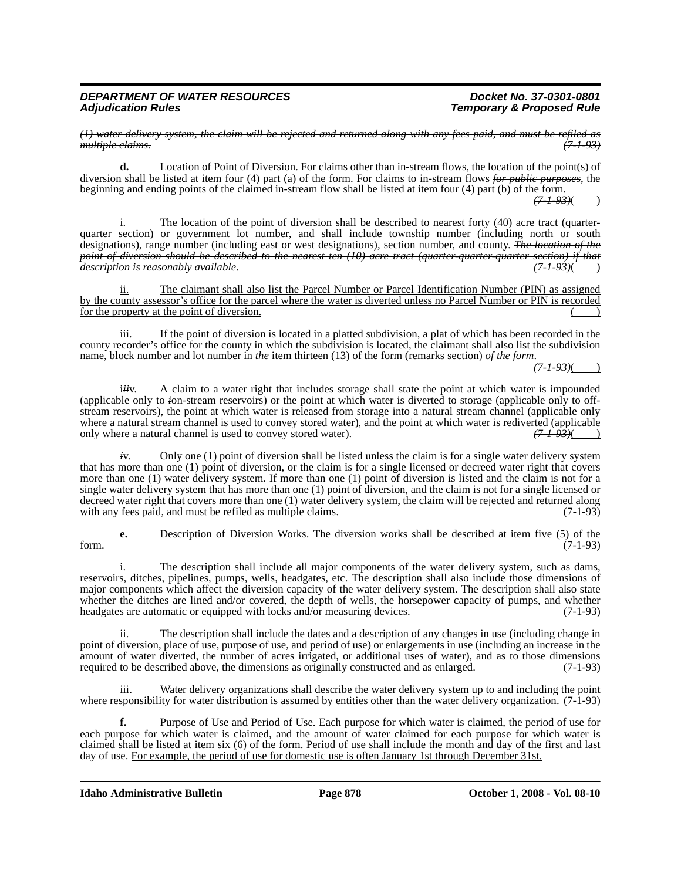*(1) water delivery system, the claim will be rejected and returned along with any fees paid, and must be refiled as multiple claims.* *(7-1-93)*

**d.** Location of Point of Diversion. For claims other than in-stream flows, the location of the point(s) of diversion shall be listed at item four (4) part (a) of the form. For claims to in-stream flows *for public purposes*, the beginning and ending points of the claimed in-stream flow shall be listed at item four (4) part (b) of the form. *(7-1-93)*( )

i. The location of the point of diversion shall be described to nearest forty (40) acre tract (quarter-quarter section) or government lot number, and shall include township number (including north or south designations), range number (including east or west designations), section number, and county. *The location of the point of diversion should be described to the nearest ten (10) acre tract (quarter-quarter-quarter section) if that description is reasonably available.* *(7-1-93)*( )

ii. The claimant shall also list the Parcel Number or Parcel Identification Number (PIN) as assigned by the county assessor's office for the parcel where the water is diverted unless no Parcel Number or PIN is recorded for the property at the point of diversion. ( )

iii. If the point of diversion is located in a platted subdivision, a plat of which has been recorded in the county recorder's office for the county in which the subdivision is located, the claimant shall also list the subdivision name, block number and lot number in *the* item thirteen (13) of the form (remarks section) *of the form*. *(7-1-93)*( )

i*ii*v. A claim to a water right that includes storage shall state the point at which water is impounded (applicable only to *i*on-stream reservoirs) or the point at which water is diverted to storage (applicable only to off-stream reservoirs), the point at which water is released from storage into a natural stream channel (applicable only where a natural stream channel is used to convey stored water), and the point at which water is rediverted (applicable only where a natural channel is used to convey stored water). *(7-1-93)*( )

*i*v. Only one (1) point of diversion shall be listed unless the claim is for a single water delivery system that has more than one (1) point of diversion, or the claim is for a single licensed or decreed water right that covers more than one (1) water delivery system. If more than one (1) point of diversion is listed and the claim is not for a single water delivery system that has more than one (1) point of diversion, and the claim is not for a single licensed or decreed water right that covers more than one (1) water delivery system, the claim will be rejected and returned along with any fees paid, and must be refiled as multiple claims. (7-1-93)

**e.** Description of Diversion Works. The diversion works shall be described at item five (5) of the form. (7-1-93)

i. The description shall include all major components of the water delivery system, such as dams, reservoirs, ditches, pipelines, pumps, wells, headgates, etc. The description shall also include those dimensions of major components which affect the diversion capacity of the water delivery system. The description shall also state whether the ditches are lined and/or covered, the depth of wells, the horsepower capacity of pumps, and whether headgates are automatic or equipped with locks and/or measuring devices. (7-1-93)

ii. The description shall include the dates and a description of any changes in use (including change in point of diversion, place of use, purpose of use, and period of use) or enlargements in use (including an increase in the amount of water diverted, the number of acres irrigated, or additional uses of water), and as to those dimensions required to be described above, the dimensions as originally constructed and as enlarged. (7-1-93)

iii. Water delivery organizations shall describe the water delivery system up to and including the point where responsibility for water distribution is assumed by entities other than the water delivery organization. (7-1-93)

**f.** Purpose of Use and Period of Use. Each purpose for which water is claimed, the period of use for each purpose for which water is claimed, and the amount of water claimed for each purpose for which water is claimed shall be listed at item six (6) of the form. Period of use shall include the month and day of the first and last day of use. For example, the period of use for domestic use is often January 1st through December 31st.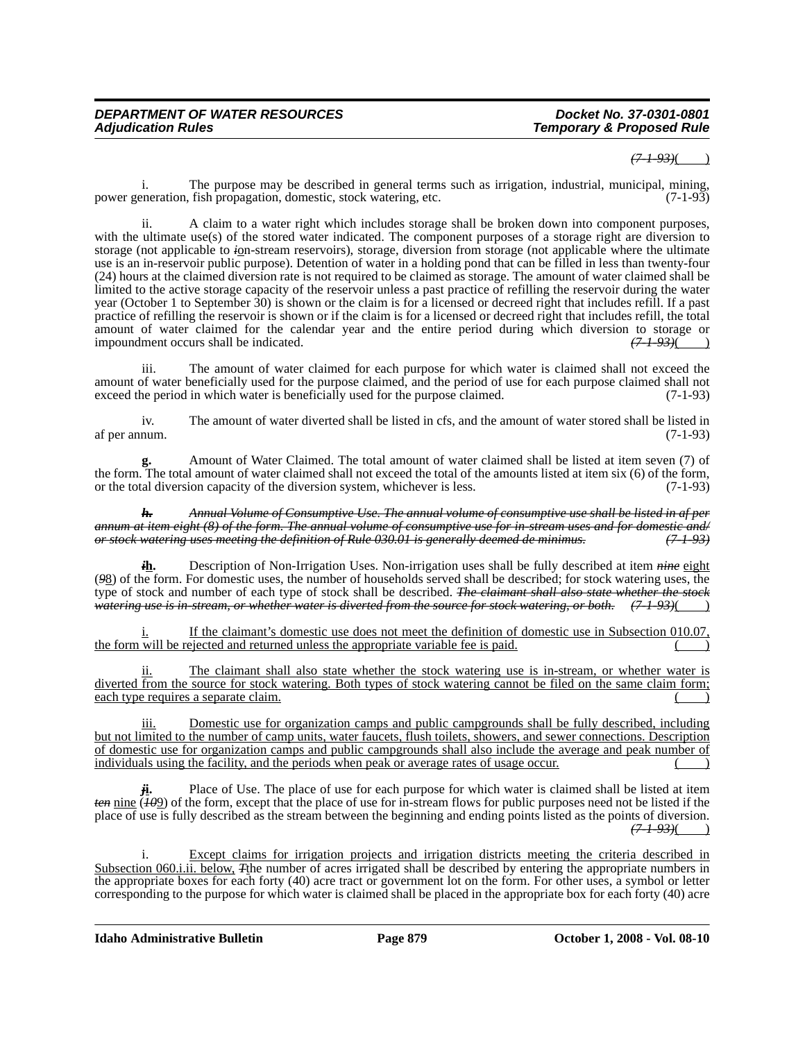~~(7-1-93)~~( )

i. The purpose may be described in general terms such as irrigation, industrial, municipal, mining, power generation, fish propagation, domestic, stock watering, etc. (7-1-93)

ii. A claim to a water right which includes storage shall be broken down into component purposes, with the ultimate use(s) of the stored water indicated. The component purposes of a storage right are diversion to storage (not applicable to ~~*i*~~on-stream reservoirs), storage, diversion from storage (not applicable where the ultimate use is an in-reservoir public purpose). Detention of water in a holding pond that can be filled in less than twenty-four (24) hours at the claimed diversion rate is not required to be claimed as storage. The amount of water claimed shall be limited to the active storage capacity of the reservoir unless a past practice of refilling the reservoir during the water year (October 1 to September 30) is shown or the claim is for a licensed or decreed right that includes refill. If a past practice of refilling the reservoir is shown or if the claim is for a licensed or decreed right that includes refill, the total amount of water claimed for the calendar year and the entire period during which diversion to storage or impoundment occurs shall be indicated. ~~(7-1-93)~~( )

iii. The amount of water claimed for each purpose for which water is claimed shall not exceed the amount of water beneficially used for the purpose claimed, and the period of use for each purpose claimed shall not exceed the period in which water is beneficially used for the purpose claimed. (7-1-93)

iv. The amount of water diverted shall be listed in cfs, and the amount of water stored shall be listed in af per annum. (7-1-93)

**g.** Amount of Water Claimed. The total amount of water claimed shall be listed at item seven (7) of the form. The total amount of water claimed shall not exceed the total of the amounts listed at item six (6) of the form, or the total diversion capacity of the diversion system, whichever is less. (7-1-93)

~~***h.*** *Annual Volume of Consumptive Use. The annual volume of consumptive use shall be listed in af per annum at item eight (8) of the form. The annual volume of consumptive use for in-stream uses and for domestic and/or stock watering uses meeting the definition of Rule 030.01 is generally deemed de minimus. (7-1-93)*~~

~~***i***~~**h.** Description of Non-Irrigation Uses. Non-irrigation uses shall be fully described at item ~~*nine*~~ eight (~~*9*~~8) of the form. For domestic uses, the number of households served shall be described; for stock watering uses, the type of stock and number of each type of stock shall be described. ~~*The claimant shall also state whether the stock watering use is in-stream, or whether water is diverted from the source for stock watering, or both. (7-1-93)*~~( )

i. If the claimant's domestic use does not meet the definition of domestic use in Subsection 010.07, the form will be rejected and returned unless the appropriate variable fee is paid. ( )

ii. The claimant shall also state whether the stock watering use is in-stream, or whether water is diverted from the source for stock watering. Both types of stock watering cannot be filed on the same claim form; each type requires a separate claim. ( )

iii. Domestic use for organization camps and public campgrounds shall be fully described, including but not limited to the number of camp units, water faucets, flush toilets, showers, and sewer connections. Description of domestic use for organization camps and public campgrounds shall also include the average and peak number of individuals using the facility, and the periods when peak or average rates of usage occur. ( )

~~***j***~~**i.** Place of Use. The place of use for each purpose for which water is claimed shall be listed at item ~~*ten*~~ nine (~~*10*~~9) of the form, except that the place of use for in-stream flows for public purposes need not be listed if the place of use is fully described as the stream between the beginning and ending points listed as the points of diversion. ~~(7-1-93)~~( )

i. Except claims for irrigation projects and irrigation districts meeting the criteria described in Subsection 060.i.ii. below, ~~*T*~~the number of acres irrigated shall be described by entering the appropriate numbers in the appropriate boxes for each forty (40) acre tract or government lot on the form. For other uses, a symbol or letter corresponding to the purpose for which water is claimed shall be placed in the appropriate box for each forty (40) acre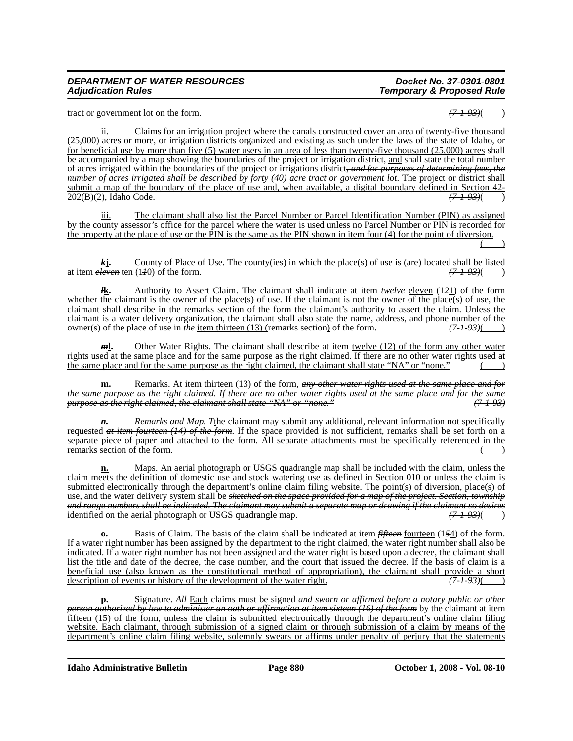tract or government lot on the form. ~~*(7-1-93)*~~( )

ii. Claims for an irrigation project where the canals constructed cover an area of twenty-five thousand (25,000) acres or more, or irrigation districts organized and existing as such under the laws of the state of Idaho, <u>or for beneficial use by more than five (5) water users in an area of less than twenty-five thousand (25,000) acres</u> shall be accompanied by a map showing the boundaries of the project or irrigation district, <u>and</u> shall state the total number of acres irrigated within the boundaries of the project or irrigations district~~*, and for purposes of determining fees, the number of acres irrigated shall be described by forty (40) acre tract or government lot*~~. <u>The project or district shall submit a map of the boundary of the place of use and, when available, a digital boundary defined in Section 42-202(B)(2), Idaho Code.</u> ~~*(7-1-93)*~~( )

<u>iii. The claimant shall also list the Parcel Number or Parcel Identification Number (PIN) as assigned by the county assessor's office for the parcel where the water is used unless no Parcel Number or PIN is recorded for the property at the place of use or the PIN is the same as the PIN shown in item four (4) for the point of diversion.</u> <u>( )</u>

~~***k***~~**<u>j</u>.** County of Place of Use. The county(ies) in which the place(s) of use is (are) located shall be listed at item ~~*eleven*~~ <u>ten</u> (1~~*1*~~<u>0</u>) of the form. ~~*(7-1-93)*~~( )

~~***l***~~**<u>k</u>.** Authority to Assert Claim. The claimant shall indicate at item ~~*twelve*~~ <u>eleven</u> (1~~*2*~~<u>1</u>) of the form whether the claimant is the owner of the place(s) of use. If the claimant is not the owner of the place(s) of use, the claimant shall describe in the remarks section of the form the claimant's authority to assert the claim. Unless the claimant is a water delivery organization, the claimant shall also state the name, address, and phone number of the owner(s) of the place of use in ~~*the*~~ <u>item thirteen (13) (</u>remarks section<u>)</u> of the form. ~~*(7-1-93)*~~( )

~~***m***~~**<u>l</u>.** Other Water Rights. The claimant shall describe at item <u>twelve (12) of the form any other water rights used at the same place and for the same purpose as the right claimed. If there are no other water rights used at the same place and for the same purpose as the right claimed, the claimant shall state "NA" or "none."</u> <u>( )</u>

**<u>m.</u>** <u>Remarks. At item</u> thirteen (13) of the form<u>,</u> ~~*any other water rights used at the same place and for the same purpose as the right claimed. If there are no other water rights used at the same place and for the same purpose as the right claimed, the claimant shall state "NA" or "none."*~~ ~~*(7-1-93)*~~

~~***n.***~~ ~~*Remarks and Map. T*~~<u>t</u>he claimant may submit any additional, relevant information not specifically requested ~~*at item fourteen (14) of the form*~~. If the space provided is not sufficient, remarks shall be set forth on a separate piece of paper and attached to the form. All separate attachments must be specifically referenced in the remarks section of the form. ( )

**<u>n.</u>** <u>Maps. An aerial photograph or USGS quadrangle map shall be included with the claim, unless the claim meets the definition of domestic use and stock watering use as defined in Section 010 or unless the claim is submitted electronically through the department's online claim filing website.</u> The point(s) of diversion, place(s) of use, and the water delivery system shall be ~~*sketched on the space provided for a map of the project. Section, township and range numbers shall be indicated. The claimant may submit a separate map or drawing if the claimant so desires*~~ <u>identified on the aerial photograph or USGS quadrangle map</u>. ~~*(7-1-93)*~~( )

**o.** Basis of Claim. The basis of the claim shall be indicated at item ~~*fifteen*~~ <u>fourteen</u> (1~~*5*~~<u>4</u>) of the form. If a water right number has been assigned by the department to the right claimed, the water right number shall also be indicated. If a water right number has not been assigned and the water right is based upon a decree, the claimant shall list the title and date of the decree, the case number, and the court that issued the decree. <u>If the basis of claim is a beneficial use (also known as the constitutional method of appropriation), the claimant shall provide a short description of events or history of the development of the water right.</u> ~~*(7-1-93)*~~( )

**p.** Signature. ~~*All*~~ <u>Each</u> claim~~*s*~~ must be signed ~~*and sworn or affirmed before a notary public or other person authorized by law to administer an oath or affirmation at item sixteen (16) of the form*~~ <u>by the claimant at item fifteen (15) of the form, unless the claim is submitted electronically through the department's online claim filing website. Each claimant, through submission of a signed claim or through submission of a claim by means of the department's online claim filing website, solemnly swears or affirms under penalty of perjury that the statements</u>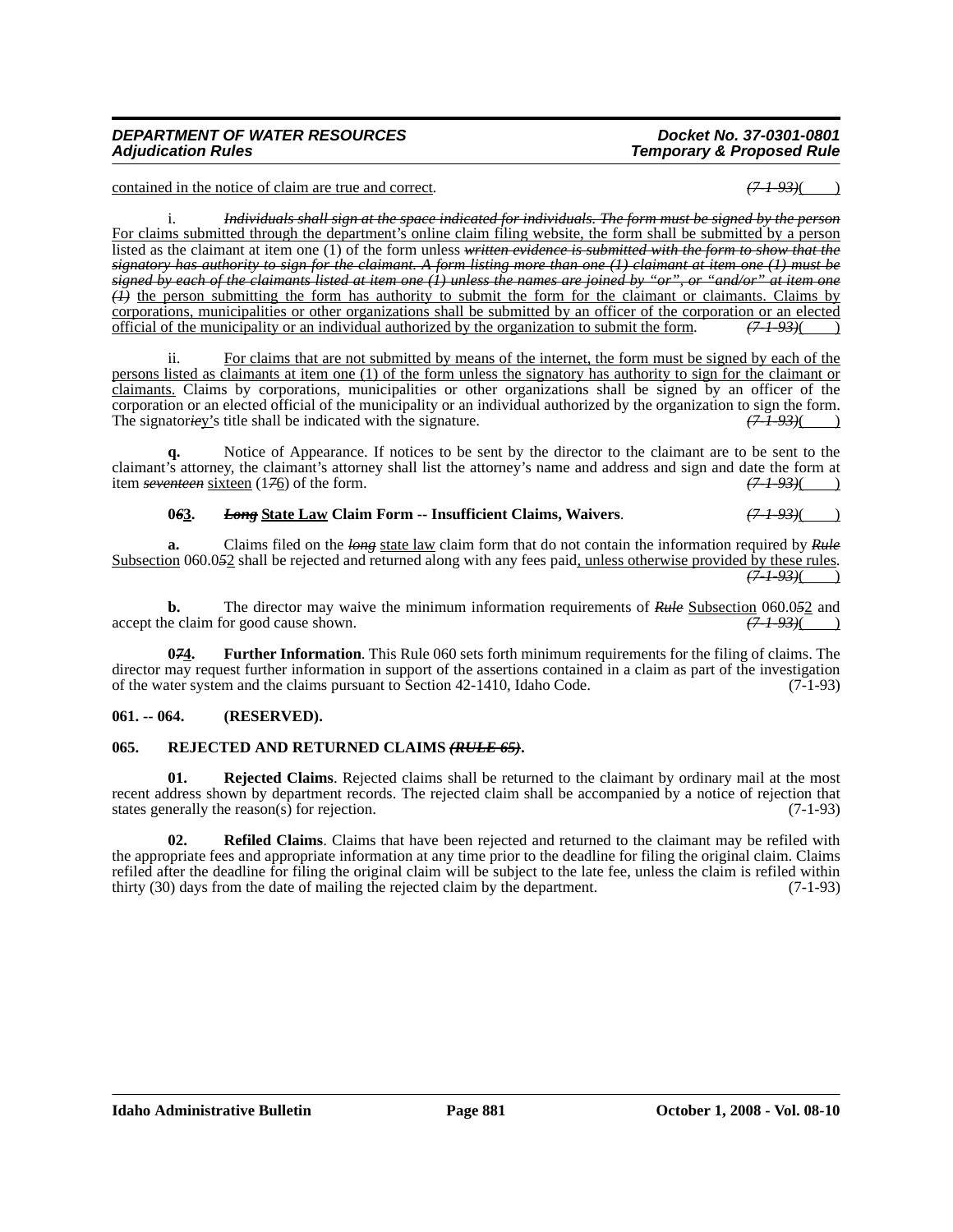contained in the notice of claim are true and correct. ~~(7-1-93)~~( )

i. ~~*Individuals shall sign at the space indicated for individuals. The form must be signed by the person*~~ For claims submitted through the department's online claim filing website, the form shall be submitted by a person listed as the claimant at item one (1) of the form unless ~~*written evidence is submitted with the form to show that the signatory has authority to sign for the claimant. A form listing more than one (1) claimant at item one (1) must be signed by each of the claimants listed at item one (1) unless the names are joined by "or", or "and/or" at item one (1)*~~ the person submitting the form has authority to submit the form for the claimant or claimants. Claims by corporations, municipalities or other organizations shall be submitted by an officer of the corporation or an elected official of the municipality or an individual authorized by the organization to submit the form. ~~(7-1-93)~~( )

ii. For claims that are not submitted by means of the internet, the form must be signed by each of the persons listed as claimants at item one (1) of the form unless the signatory has authority to sign for the claimant or claimants. Claims by corporations, municipalities or other organizations shall be signed by an officer of the corporation or an elected official of the municipality or an individual authorized by the organization to sign the form. The signator~~*ie*~~y's title shall be indicated with the signature. ~~(7-1-93)~~( )

**q.** Notice of Appearance. If notices to be sent by the director to the claimant are to be sent to the claimant's attorney, the claimant's attorney shall list the attorney's name and address and sign and date the form at item ~~*seventeen*~~ sixteen (1~~7~~6) of the form. ~~(7-1-93)~~( )

**0~~6~~3. ~~*Long*~~ State Law Claim Form -- Insufficient Claims, Waivers**. ~~(7-1-93)~~( )

**a.** Claims filed on the ~~*long*~~ state law claim form that do not contain the information required by ~~*Rule*~~ Subsection 060.0~~5~~2 shall be rejected and returned along with any fees paid, unless otherwise provided by these rules. ~~(7-1-93)~~( )

**b.** The director may waive the minimum information requirements of ~~*Rule*~~ Subsection 060.0~~5~~2 and accept the claim for good cause shown. ~~(7-1-93)~~( )

**0~~7~~4. Further Information**. This Rule 060 sets forth minimum requirements for the filing of claims. The director may request further information in support of the assertions contained in a claim as part of the investigation of the water system and the claims pursuant to Section 42-1410, Idaho Code. (7-1-93)

**061. -- 064. (RESERVED).**

**065. REJECTED AND RETURNED CLAIMS ~~*(RULE 65)*~~.**

**01. Rejected Claims**. Rejected claims shall be returned to the claimant by ordinary mail at the most recent address shown by department records. The rejected claim shall be accompanied by a notice of rejection that states generally the reason(s) for rejection. (7-1-93)

**02. Refiled Claims**. Claims that have been rejected and returned to the claimant may be refiled with the appropriate fees and appropriate information at any time prior to the deadline for filing the original claim. Claims refiled after the deadline for filing the original claim will be subject to the late fee, unless the claim is refiled within thirty (30) days from the date of mailing the rejected claim by the department. (7-1-93)